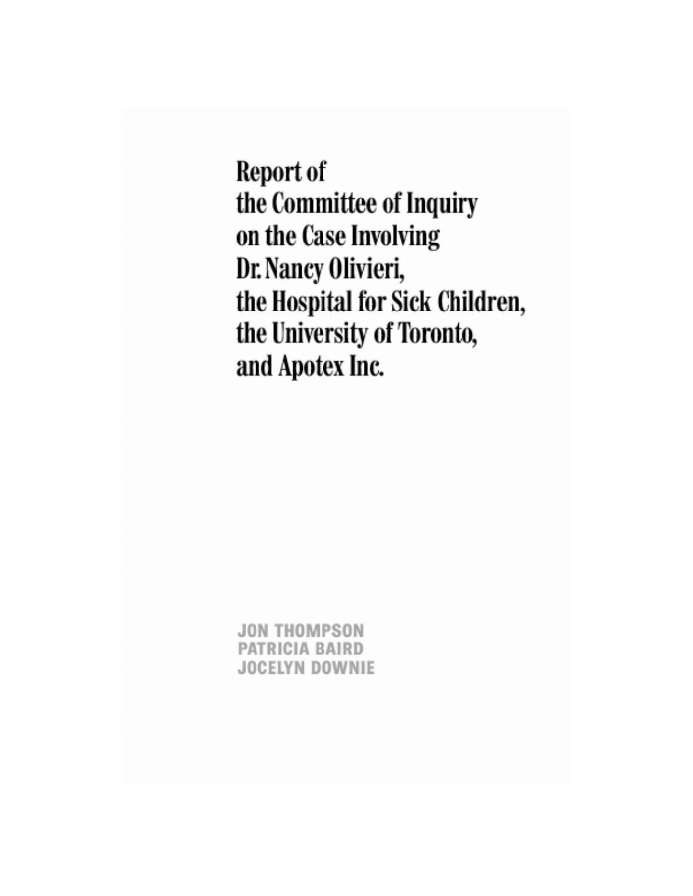# Report of the Committee of Inquiry on the Case Involving Dr. Nancy Olivieri, the Hospital for Sick Children, the University of Toronto, and Apotex Inc.

JON THOMPSON
PATRICIA BAIRD
JOCELYN DOWNIE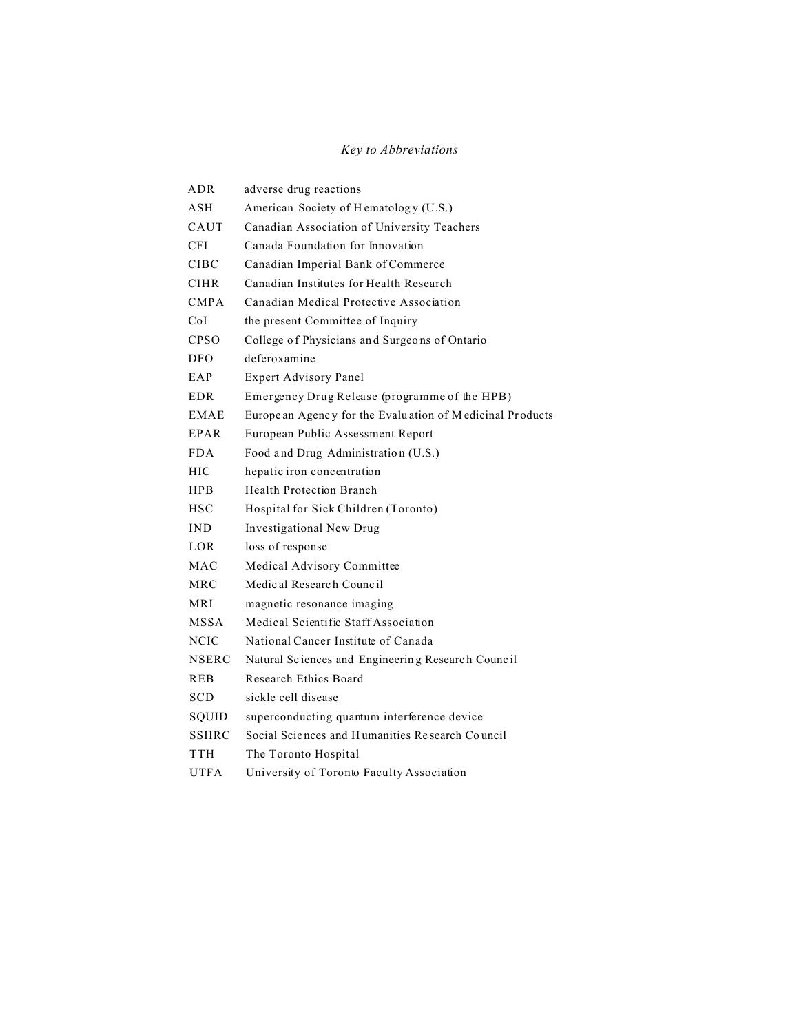*Key to Abbreviations*

| | |
|---|---|
| ADR | adverse drug reactions |
| ASH | American Society of Hematology (U.S.) |
| CAUT | Canadian Association of University Teachers |
| CFI | Canada Foundation for Innovation |
| CIBC | Canadian Imperial Bank of Commerce |
| CIHR | Canadian Institutes for Health Research |
| CMPA | Canadian Medical Protective Association |
| CoI | the present Committee of Inquiry |
| CPSO | College of Physicians and Surgeons of Ontario |
| DFO | deferoxamine |
| EAP | Expert Advisory Panel |
| EDR | Emergency Drug Release (programme of the HPB) |
| EMAE | European Agency for the Evaluation of Medicinal Products |
| EPAR | European Public Assessment Report |
| FDA | Food and Drug Administration (U.S.) |
| HIC | hepatic iron concentration |
| HPB | Health Protection Branch |
| HSC | Hospital for Sick Children (Toronto) |
| IND | Investigational New Drug |
| LOR | loss of response |
| MAC | Medical Advisory Committee |
| MRC | Medical Research Council |
| MRI | magnetic resonance imaging |
| MSSA | Medical Scientific Staff Association |
| NCIC | National Cancer Institute of Canada |
| NSERC | Natural Sciences and Engineering Research Council |
| REB | Research Ethics Board |
| SCD | sickle cell disease |
| SQUID | superconducting quantum interference device |
| SSHRC | Social Sciences and Humanities Research Council |
| TTH | The Toronto Hospital |
| UTFA | University of Toronto Faculty Association |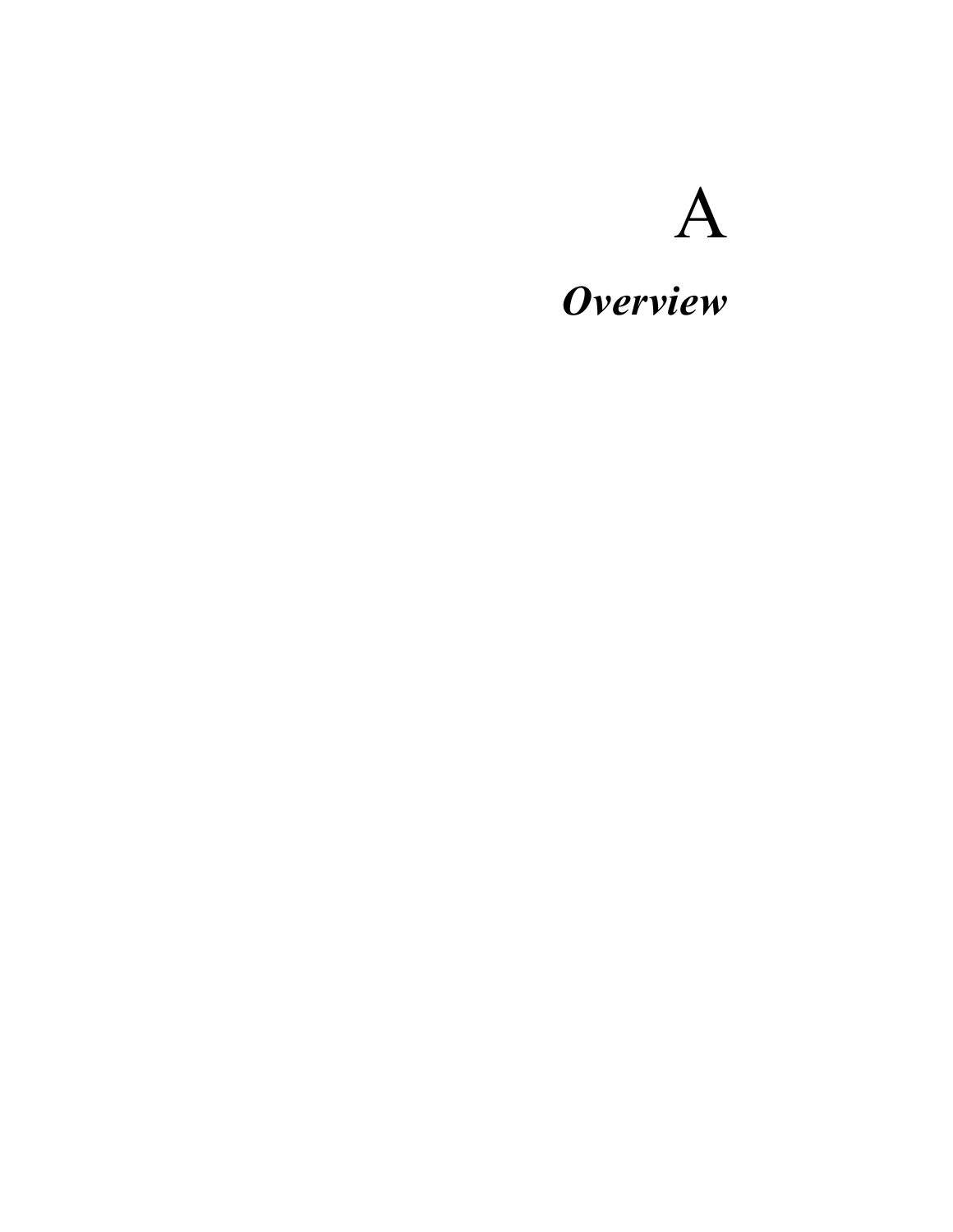# A

## *Overview*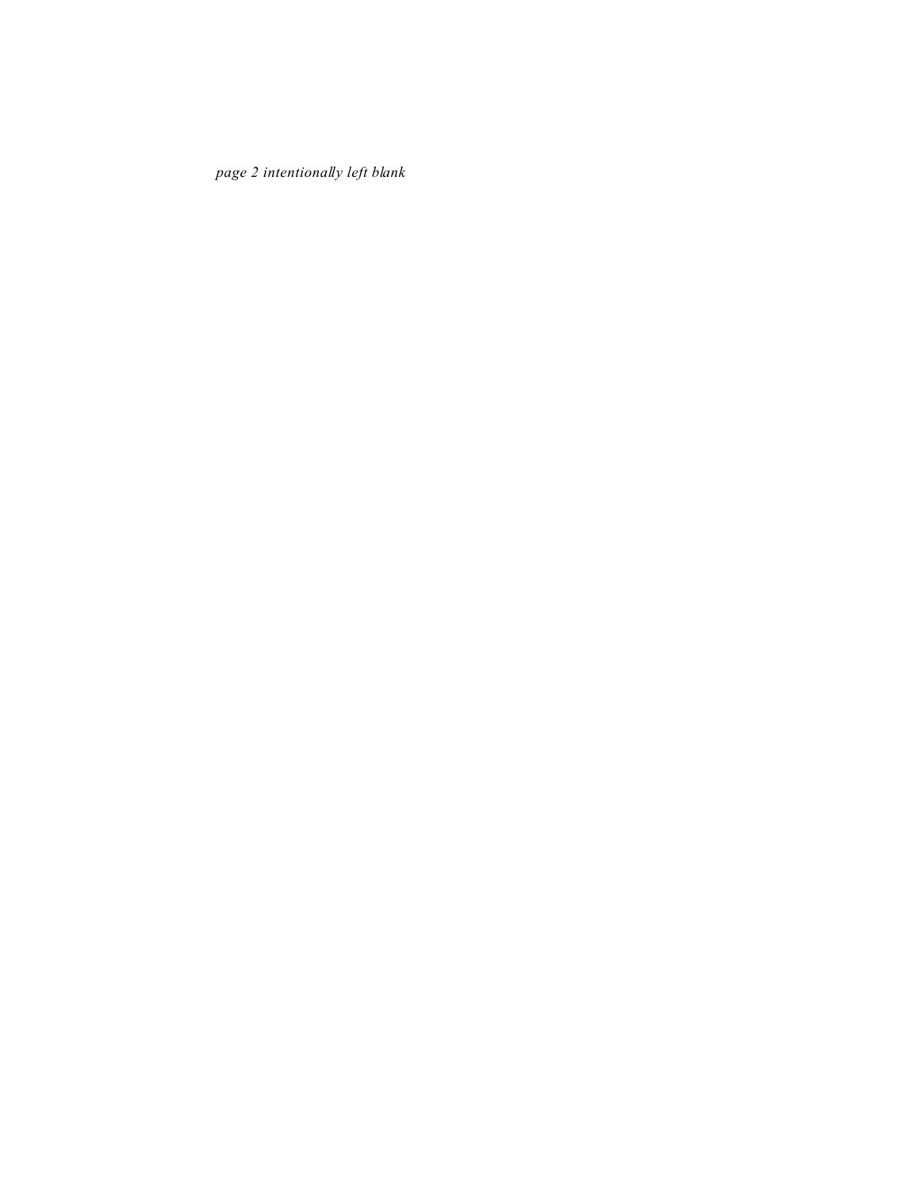*page 2 intentionally left blank*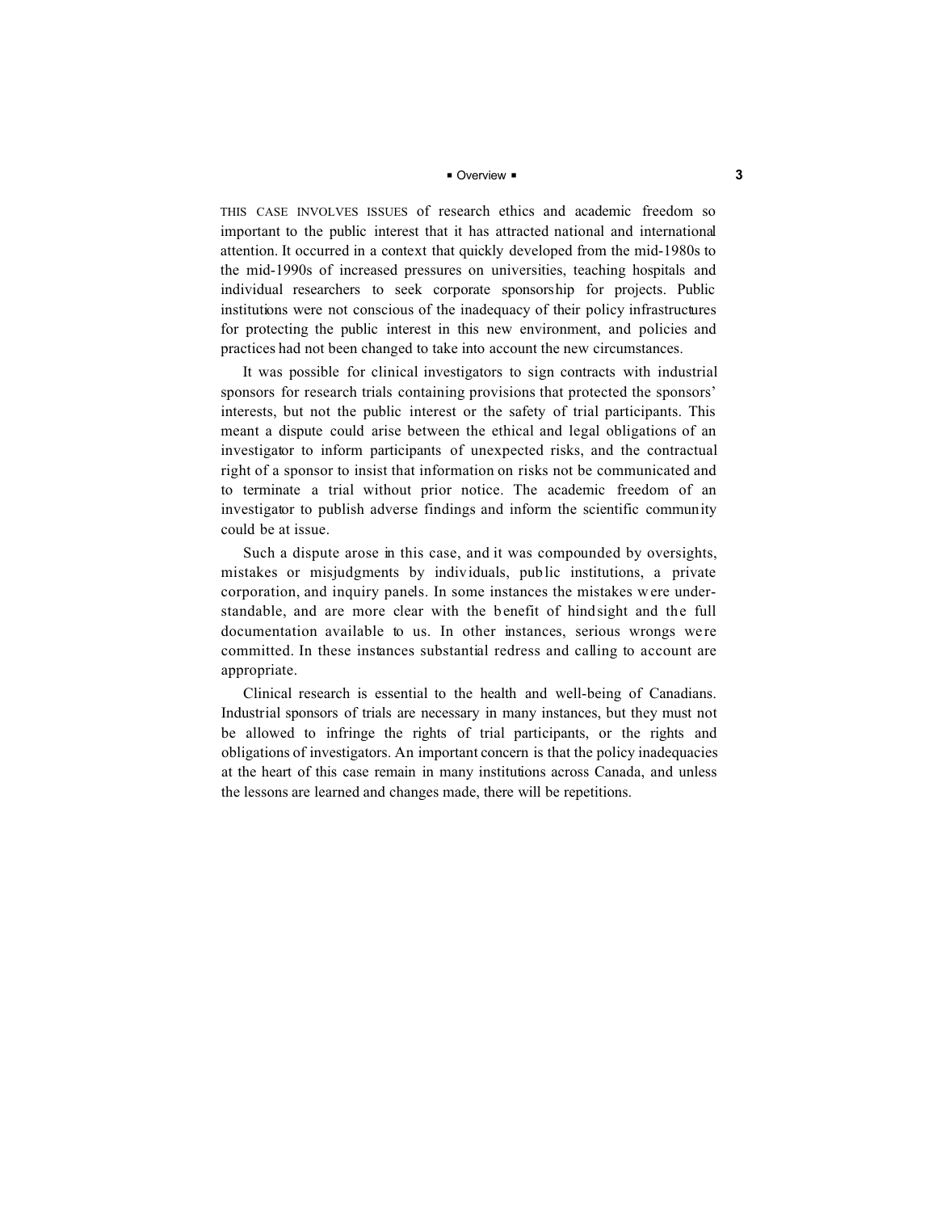THIS CASE INVOLVES ISSUES of research ethics and academic freedom so important to the public interest that it has attracted national and international attention. It occurred in a context that quickly developed from the mid-1980s to the mid-1990s of increased pressures on universities, teaching hospitals and individual researchers to seek corporate sponsorship for projects. Public institutions were not conscious of the inadequacy of their policy infrastructures for protecting the public interest in this new environment, and policies and practices had not been changed to take into account the new circumstances.

It was possible for clinical investigators to sign contracts with industrial sponsors for research trials containing provisions that protected the sponsors' interests, but not the public interest or the safety of trial participants. This meant a dispute could arise between the ethical and legal obligations of an investigator to inform participants of unexpected risks, and the contractual right of a sponsor to insist that information on risks not be communicated and to terminate a trial without prior notice. The academic freedom of an investigator to publish adverse findings and inform the scientific community could be at issue.

Such a dispute arose in this case, and it was compounded by oversights, mistakes or misjudgments by individuals, public institutions, a private corporation, and inquiry panels. In some instances the mistakes were understandable, and are more clear with the benefit of hindsight and the full documentation available to us. In other instances, serious wrongs were committed. In these instances substantial redress and calling to account are appropriate.

Clinical research is essential to the health and well-being of Canadians. Industrial sponsors of trials are necessary in many instances, but they must not be allowed to infringe the rights of trial participants, or the rights and obligations of investigators. An important concern is that the policy inadequacies at the heart of this case remain in many institutions across Canada, and unless the lessons are learned and changes made, there will be repetitions.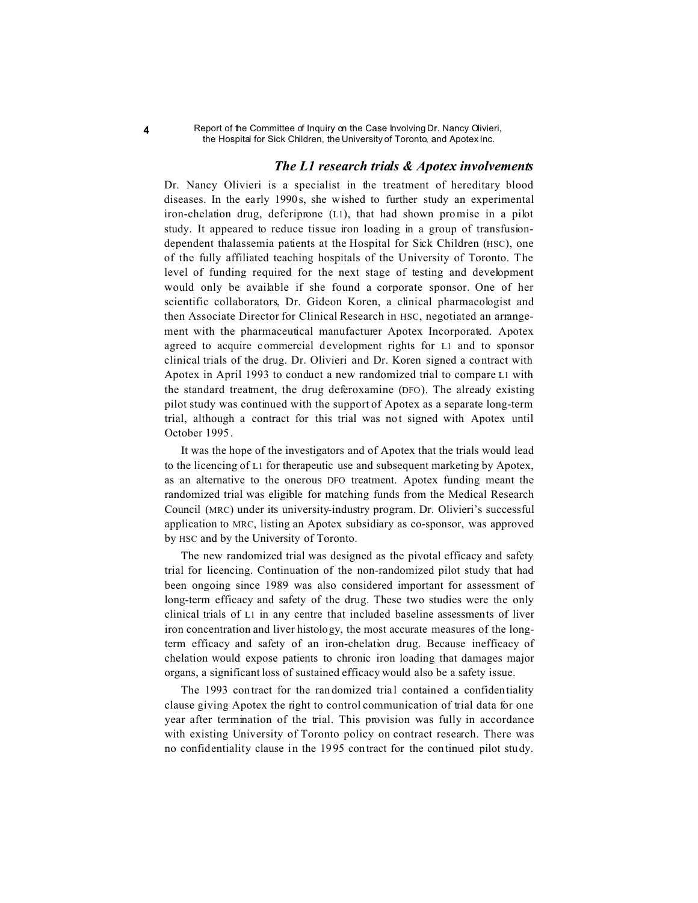### *The L1 research trials & Apotex involvements*

Dr. Nancy Olivieri is a specialist in the treatment of hereditary blood diseases. In the early 1990s, she wished to further study an experimental iron-chelation drug, deferiprone (L1), that had shown promise in a pilot study. It appeared to reduce tissue iron loading in a group of transfusion-dependent thalassemia patients at the Hospital for Sick Children (HSC), one of the fully affiliated teaching hospitals of the University of Toronto. The level of funding required for the next stage of testing and development would only be available if she found a corporate sponsor. One of her scientific collaborators, Dr. Gideon Koren, a clinical pharmacologist and then Associate Director for Clinical Research in HSC, negotiated an arrangement with the pharmaceutical manufacturer Apotex Incorporated. Apotex agreed to acquire commercial development rights for L1 and to sponsor clinical trials of the drug. Dr. Olivieri and Dr. Koren signed a contract with Apotex in April 1993 to conduct a new randomized trial to compare L1 with the standard treatment, the drug deferoxamine (DFO). The already existing pilot study was continued with the support of Apotex as a separate long-term trial, although a contract for this trial was not signed with Apotex until October 1995.

It was the hope of the investigators and of Apotex that the trials would lead to the licencing of L1 for therapeutic use and subsequent marketing by Apotex, as an alternative to the onerous DFO treatment. Apotex funding meant the randomized trial was eligible for matching funds from the Medical Research Council (MRC) under its university-industry program. Dr. Olivieri's successful application to MRC, listing an Apotex subsidiary as co-sponsor, was approved by HSC and by the University of Toronto.

The new randomized trial was designed as the pivotal efficacy and safety trial for licencing. Continuation of the non-randomized pilot study that had been ongoing since 1989 was also considered important for assessment of long-term efficacy and safety of the drug. These two studies were the only clinical trials of L1 in any centre that included baseline assessments of liver iron concentration and liver histology, the most accurate measures of the long-term efficacy and safety of an iron-chelation drug. Because inefficacy of chelation would expose patients to chronic iron loading that damages major organs, a significant loss of sustained efficacy would also be a safety issue.

The 1993 contract for the randomized trial contained a confidentiality clause giving Apotex the right to control communication of trial data for one year after termination of the trial. This provision was fully in accordance with existing University of Toronto policy on contract research. There was no confidentiality clause in the 1995 contract for the continued pilot study.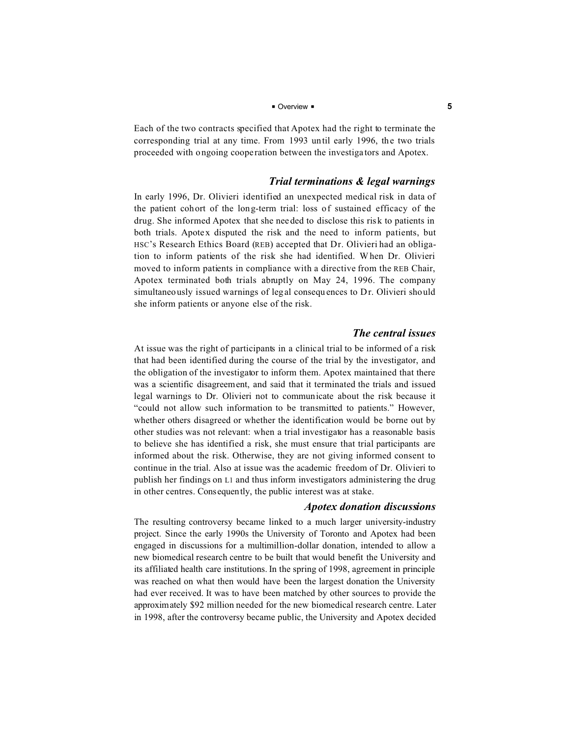Each of the two contracts specified that Apotex had the right to terminate the corresponding trial at any time. From 1993 until early 1996, the two trials proceeded with ongoing cooperation between the investigators and Apotex.

### *Trial terminations & legal warnings*

In early 1996, Dr. Olivieri identified an unexpected medical risk in data of the patient cohort of the long-term trial: loss of sustained efficacy of the drug. She informed Apotex that she needed to disclose this risk to patients in both trials. Apotex disputed the risk and the need to inform patients, but HSC's Research Ethics Board (REB) accepted that Dr. Olivieri had an obligation to inform patients of the risk she had identified. When Dr. Olivieri moved to inform patients in compliance with a directive from the REB Chair, Apotex terminated both trials abruptly on May 24, 1996. The company simultaneously issued warnings of legal consequences to Dr. Olivieri should she inform patients or anyone else of the risk.

### *The central issues*

At issue was the right of participants in a clinical trial to be informed of a risk that had been identified during the course of the trial by the investigator, and the obligation of the investigator to inform them. Apotex maintained that there was a scientific disagreement, and said that it terminated the trials and issued legal warnings to Dr. Olivieri not to communicate about the risk because it "could not allow such information to be transmitted to patients." However, whether others disagreed or whether the identification would be borne out by other studies was not relevant: when a trial investigator has a reasonable basis to believe she has identified a risk, she must ensure that trial participants are informed about the risk. Otherwise, they are not giving informed consent to continue in the trial. Also at issue was the academic freedom of Dr. Olivieri to publish her findings on L1 and thus inform investigators administering the drug in other centres. Consequently, the public interest was at stake.

### *Apotex donation discussions*

The resulting controversy became linked to a much larger university-industry project. Since the early 1990s the University of Toronto and Apotex had been engaged in discussions for a multimillion-dollar donation, intended to allow a new biomedical research centre to be built that would benefit the University and its affiliated health care institutions. In the spring of 1998, agreement in principle was reached on what then would have been the largest donation the University had ever received. It was to have been matched by other sources to provide the approximately $92 million needed for the new biomedical research centre. Later in 1998, after the controversy became public, the University and Apotex decided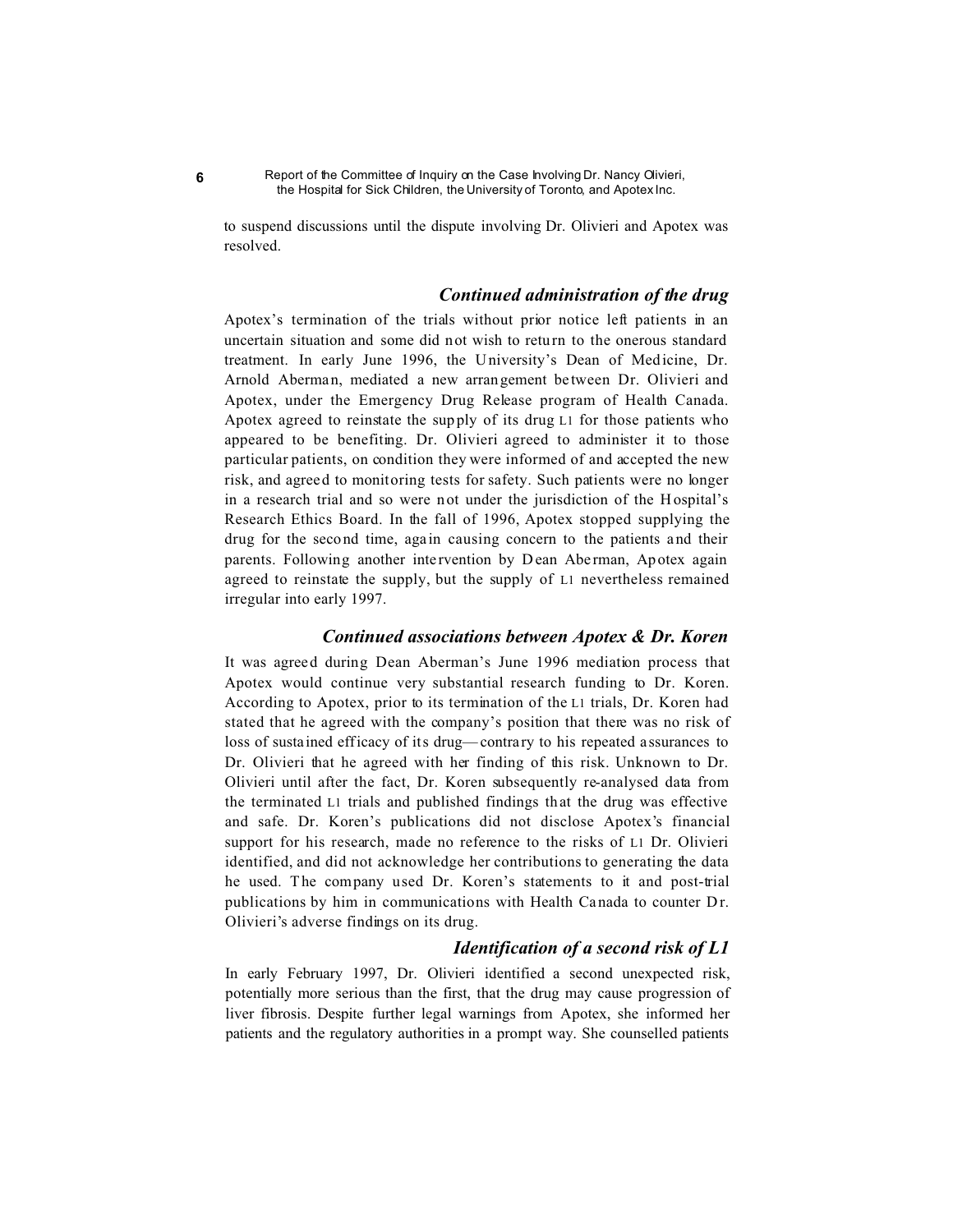to suspend discussions until the dispute involving Dr. Olivieri and Apotex was resolved.

### *Continued administration of the drug*

Apotex's termination of the trials without prior notice left patients in an uncertain situation and some did not wish to return to the onerous standard treatment. In early June 1996, the University's Dean of Medicine, Dr. Arnold Aberman, mediated a new arrangement between Dr. Olivieri and Apotex, under the Emergency Drug Release program of Health Canada. Apotex agreed to reinstate the supply of its drug L1 for those patients who appeared to be benefiting. Dr. Olivieri agreed to administer it to those particular patients, on condition they were informed of and accepted the new risk, and agreed to monitoring tests for safety. Such patients were no longer in a research trial and so were not under the jurisdiction of the Hospital's Research Ethics Board. In the fall of 1996, Apotex stopped supplying the drug for the second time, again causing concern to the patients and their parents. Following another intervention by Dean Aberman, Apotex again agreed to reinstate the supply, but the supply of L1 nevertheless remained irregular into early 1997.

### *Continued associations between Apotex & Dr. Koren*

It was agreed during Dean Aberman's June 1996 mediation process that Apotex would continue very substantial research funding to Dr. Koren. According to Apotex, prior to its termination of the L1 trials, Dr. Koren had stated that he agreed with the company's position that there was no risk of loss of sustained efficacy of its drug—contrary to his repeated assurances to Dr. Olivieri that he agreed with her finding of this risk. Unknown to Dr. Olivieri until after the fact, Dr. Koren subsequently re-analysed data from the terminated L1 trials and published findings that the drug was effective and safe. Dr. Koren's publications did not disclose Apotex's financial support for his research, made no reference to the risks of L1 Dr. Olivieri identified, and did not acknowledge her contributions to generating the data he used. The company used Dr. Koren's statements to it and post-trial publications by him in communications with Health Canada to counter Dr. Olivieri's adverse findings on its drug.

### *Identification of a second risk of L1*

In early February 1997, Dr. Olivieri identified a second unexpected risk, potentially more serious than the first, that the drug may cause progression of liver fibrosis. Despite further legal warnings from Apotex, she informed her patients and the regulatory authorities in a prompt way. She counselled patients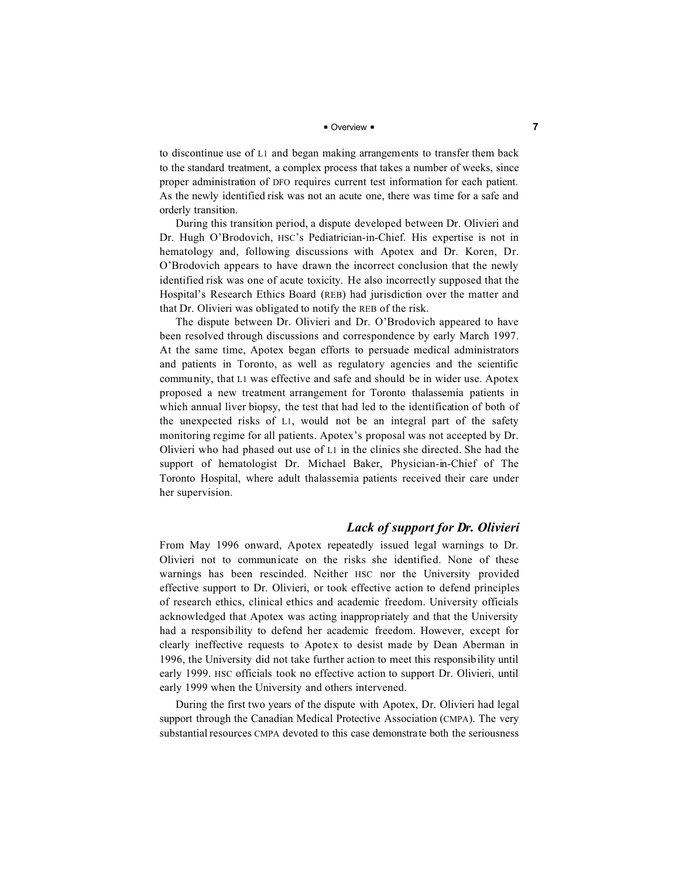to discontinue use of L1 and began making arrangements to transfer them back to the standard treatment, a complex process that takes a number of weeks, since proper administration of DFO requires current test information for each patient. As the newly identified risk was not an acute one, there was time for a safe and orderly transition.

During this transition period, a dispute developed between Dr. Olivieri and Dr. Hugh O'Brodovich, HSC's Pediatrician-in-Chief. His expertise is not in hematology and, following discussions with Apotex and Dr. Koren, Dr. O'Brodovich appears to have drawn the incorrect conclusion that the newly identified risk was one of acute toxicity. He also incorrectly supposed that the Hospital's Research Ethics Board (REB) had jurisdiction over the matter and that Dr. Olivieri was obligated to notify the REB of the risk.

The dispute between Dr. Olivieri and Dr. O'Brodovich appeared to have been resolved through discussions and correspondence by early March 1997. At the same time, Apotex began efforts to persuade medical administrators and patients in Toronto, as well as regulatory agencies and the scientific community, that L1 was effective and safe and should be in wider use. Apotex proposed a new treatment arrangement for Toronto thalassemia patients in which annual liver biopsy, the test that had led to the identification of both of the unexpected risks of L1, would not be an integral part of the safety monitoring regime for all patients. Apotex's proposal was not accepted by Dr. Olivieri who had phased out use of L1 in the clinics she directed. She had the support of hematologist Dr. Michael Baker, Physician-in-Chief of The Toronto Hospital, where adult thalassemia patients received their care under her supervision.

### *Lack of support for Dr. Olivieri*

From May 1996 onward, Apotex repeatedly issued legal warnings to Dr. Olivieri not to communicate on the risks she identified. None of these warnings has been rescinded. Neither HSC nor the University provided effective support to Dr. Olivieri, or took effective action to defend principles of research ethics, clinical ethics and academic freedom. University officials acknowledged that Apotex was acting inappropriately and that the University had a responsibility to defend her academic freedom. However, except for clearly ineffective requests to Apotex to desist made by Dean Aberman in 1996, the University did not take further action to meet this responsibility until early 1999. HSC officials took no effective action to support Dr. Olivieri, until early 1999 when the University and others intervened.

During the first two years of the dispute with Apotex, Dr. Olivieri had legal support through the Canadian Medical Protective Association (CMPA). The very substantial resources CMPA devoted to this case demonstrate both the seriousness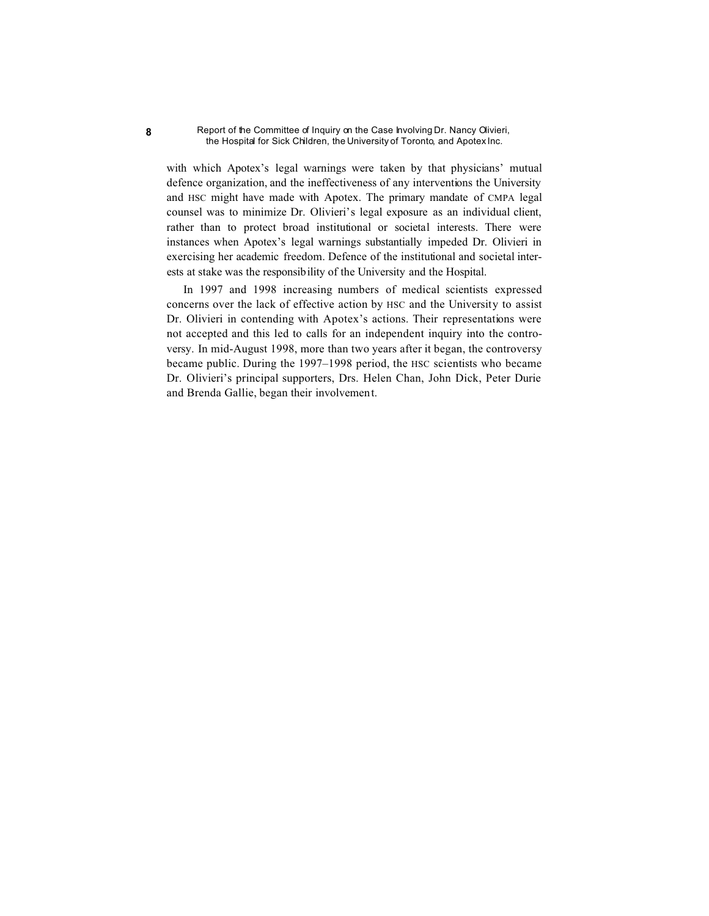with which Apotex's legal warnings were taken by that physicians' mutual defence organization, and the ineffectiveness of any interventions the University and HSC might have made with Apotex. The primary mandate of CMPA legal counsel was to minimize Dr. Olivieri's legal exposure as an individual client, rather than to protect broad institutional or societal interests. There were instances when Apotex's legal warnings substantially impeded Dr. Olivieri in exercising her academic freedom. Defence of the institutional and societal interests at stake was the responsibility of the University and the Hospital.

In 1997 and 1998 increasing numbers of medical scientists expressed concerns over the lack of effective action by HSC and the University to assist Dr. Olivieri in contending with Apotex's actions. Their representations were not accepted and this led to calls for an independent inquiry into the controversy. In mid-August 1998, more than two years after it began, the controversy became public. During the 1997–1998 period, the HSC scientists who became Dr. Olivieri's principal supporters, Drs. Helen Chan, John Dick, Peter Durie and Brenda Gallie, began their involvement.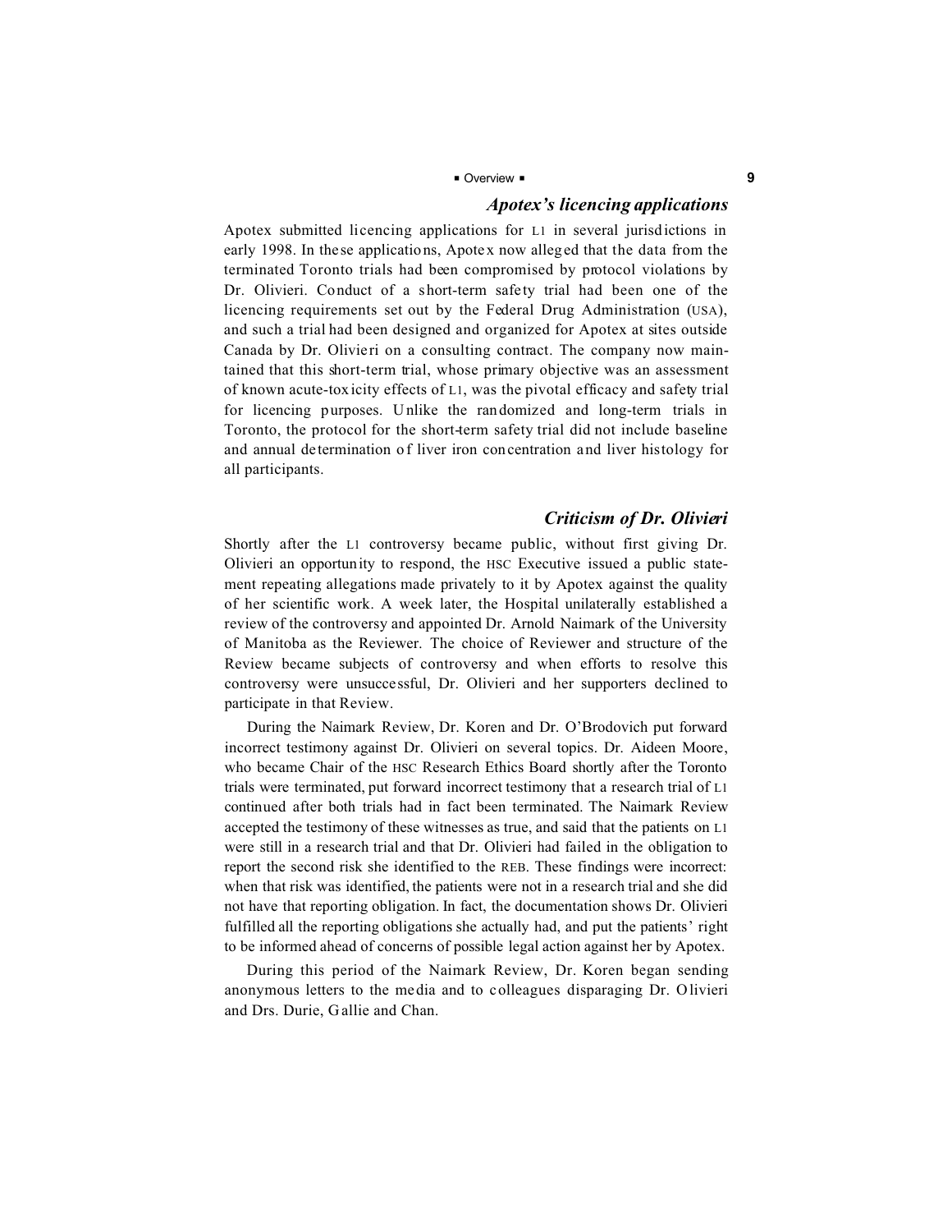### *Apotex's licencing applications*

Apotex submitted licencing applications for L1 in several jurisdictions in early 1998. In these applications, Apotex now alleged that the data from the terminated Toronto trials had been compromised by protocol violations by Dr. Olivieri. Conduct of a short-term safety trial had been one of the licencing requirements set out by the Federal Drug Administration (USA), and such a trial had been designed and organized for Apotex at sites outside Canada by Dr. Olivieri on a consulting contract. The company now maintained that this short-term trial, whose primary objective was an assessment of known acute-toxicity effects of L1, was the pivotal efficacy and safety trial for licencing purposes. Unlike the randomized and long-term trials in Toronto, the protocol for the short-term safety trial did not include baseline and annual determination of liver iron concentration and liver histology for all participants.

### *Criticism of Dr. Olivieri*

Shortly after the L1 controversy became public, without first giving Dr. Olivieri an opportunity to respond, the HSC Executive issued a public statement repeating allegations made privately to it by Apotex against the quality of her scientific work. A week later, the Hospital unilaterally established a review of the controversy and appointed Dr. Arnold Naimark of the University of Manitoba as the Reviewer. The choice of Reviewer and structure of the Review became subjects of controversy and when efforts to resolve this controversy were unsuccessful, Dr. Olivieri and her supporters declined to participate in that Review.

During the Naimark Review, Dr. Koren and Dr. O'Brodovich put forward incorrect testimony against Dr. Olivieri on several topics. Dr. Aideen Moore, who became Chair of the HSC Research Ethics Board shortly after the Toronto trials were terminated, put forward incorrect testimony that a research trial of L1 continued after both trials had in fact been terminated. The Naimark Review accepted the testimony of these witnesses as true, and said that the patients on L1 were still in a research trial and that Dr. Olivieri had failed in the obligation to report the second risk she identified to the REB. These findings were incorrect: when that risk was identified, the patients were not in a research trial and she did not have that reporting obligation. In fact, the documentation shows Dr. Olivieri fulfilled all the reporting obligations she actually had, and put the patients' right to be informed ahead of concerns of possible legal action against her by Apotex.

During this period of the Naimark Review, Dr. Koren began sending anonymous letters to the media and to colleagues disparaging Dr. Olivieri and Drs. Durie, Gallie and Chan.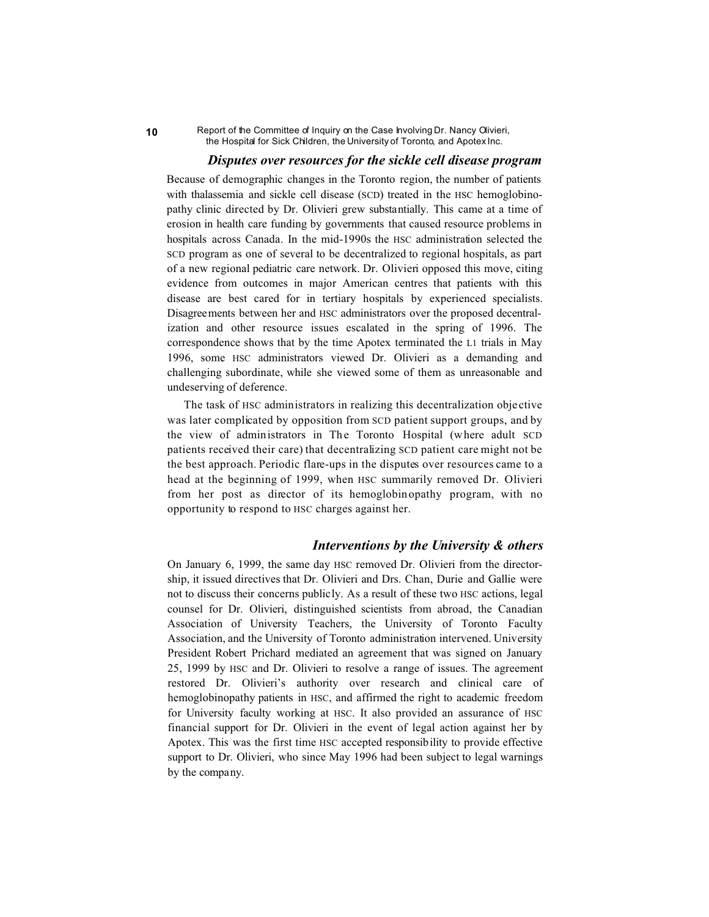### *Disputes over resources for the sickle cell disease program*

Because of demographic changes in the Toronto region, the number of patients with thalassemia and sickle cell disease (SCD) treated in the HSC hemoglobinopathy clinic directed by Dr. Olivieri grew substantially. This came at a time of erosion in health care funding by governments that caused resource problems in hospitals across Canada. In the mid-1990s the HSC administration selected the SCD program as one of several to be decentralized to regional hospitals, as part of a new regional pediatric care network. Dr. Olivieri opposed this move, citing evidence from outcomes in major American centres that patients with this disease are best cared for in tertiary hospitals by experienced specialists. Disagreements between her and HSC administrators over the proposed decentralization and other resource issues escalated in the spring of 1996. The correspondence shows that by the time Apotex terminated the L1 trials in May 1996, some HSC administrators viewed Dr. Olivieri as a demanding and challenging subordinate, while she viewed some of them as unreasonable and undeserving of deference.

The task of HSC administrators in realizing this decentralization objective was later complicated by opposition from SCD patient support groups, and by the view of administrators in The Toronto Hospital (where adult SCD patients received their care) that decentralizing SCD patient care might not be the best approach. Periodic flare-ups in the disputes over resources came to a head at the beginning of 1999, when HSC summarily removed Dr. Olivieri from her post as director of its hemoglobinopathy program, with no opportunity to respond to HSC charges against her.

### *Interventions by the University & others*

On January 6, 1999, the same day HSC removed Dr. Olivieri from the directorship, it issued directives that Dr. Olivieri and Drs. Chan, Durie and Gallie were not to discuss their concerns publicly. As a result of these two HSC actions, legal counsel for Dr. Olivieri, distinguished scientists from abroad, the Canadian Association of University Teachers, the University of Toronto Faculty Association, and the University of Toronto administration intervened. University President Robert Prichard mediated an agreement that was signed on January 25, 1999 by HSC and Dr. Olivieri to resolve a range of issues. The agreement restored Dr. Olivieri's authority over research and clinical care of hemoglobinopathy patients in HSC, and affirmed the right to academic freedom for University faculty working at HSC. It also provided an assurance of HSC financial support for Dr. Olivieri in the event of legal action against her by Apotex. This was the first time HSC accepted responsibility to provide effective support to Dr. Olivieri, who since May 1996 had been subject to legal warnings by the company.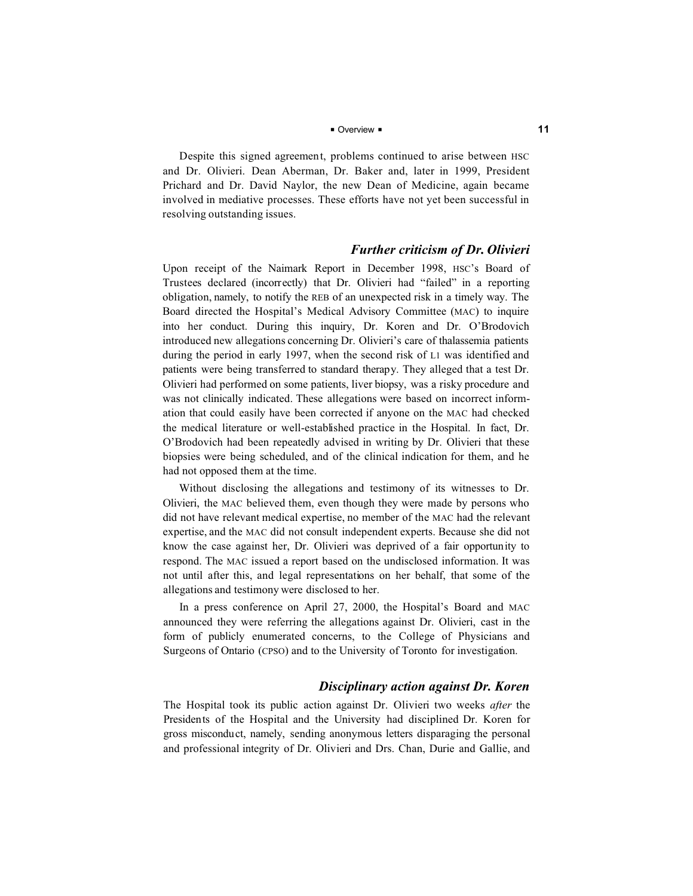Despite this signed agreement, problems continued to arise between HSC and Dr. Olivieri. Dean Aberman, Dr. Baker and, later in 1999, President Prichard and Dr. David Naylor, the new Dean of Medicine, again became involved in mediative processes. These efforts have not yet been successful in resolving outstanding issues.

### *Further criticism of Dr. Olivieri*

Upon receipt of the Naimark Report in December 1998, HSC's Board of Trustees declared (incorrectly) that Dr. Olivieri had "failed" in a reporting obligation, namely, to notify the REB of an unexpected risk in a timely way. The Board directed the Hospital's Medical Advisory Committee (MAC) to inquire into her conduct. During this inquiry, Dr. Koren and Dr. O'Brodovich introduced new allegations concerning Dr. Olivieri's care of thalassemia patients during the period in early 1997, when the second risk of L1 was identified and patients were being transferred to standard therapy. They alleged that a test Dr. Olivieri had performed on some patients, liver biopsy, was a risky procedure and was not clinically indicated. These allegations were based on incorrect information that could easily have been corrected if anyone on the MAC had checked the medical literature or well-established practice in the Hospital. In fact, Dr. O'Brodovich had been repeatedly advised in writing by Dr. Olivieri that these biopsies were being scheduled, and of the clinical indication for them, and he had not opposed them at the time.

Without disclosing the allegations and testimony of its witnesses to Dr. Olivieri, the MAC believed them, even though they were made by persons who did not have relevant medical expertise, no member of the MAC had the relevant expertise, and the MAC did not consult independent experts. Because she did not know the case against her, Dr. Olivieri was deprived of a fair opportunity to respond. The MAC issued a report based on the undisclosed information. It was not until after this, and legal representations on her behalf, that some of the allegations and testimony were disclosed to her.

In a press conference on April 27, 2000, the Hospital's Board and MAC announced they were referring the allegations against Dr. Olivieri, cast in the form of publicly enumerated concerns, to the College of Physicians and Surgeons of Ontario (CPSO) and to the University of Toronto for investigation.

### *Disciplinary action against Dr. Koren*

The Hospital took its public action against Dr. Olivieri two weeks *after* the Presidents of the Hospital and the University had disciplined Dr. Koren for gross misconduct, namely, sending anonymous letters disparaging the personal and professional integrity of Dr. Olivieri and Drs. Chan, Durie and Gallie, and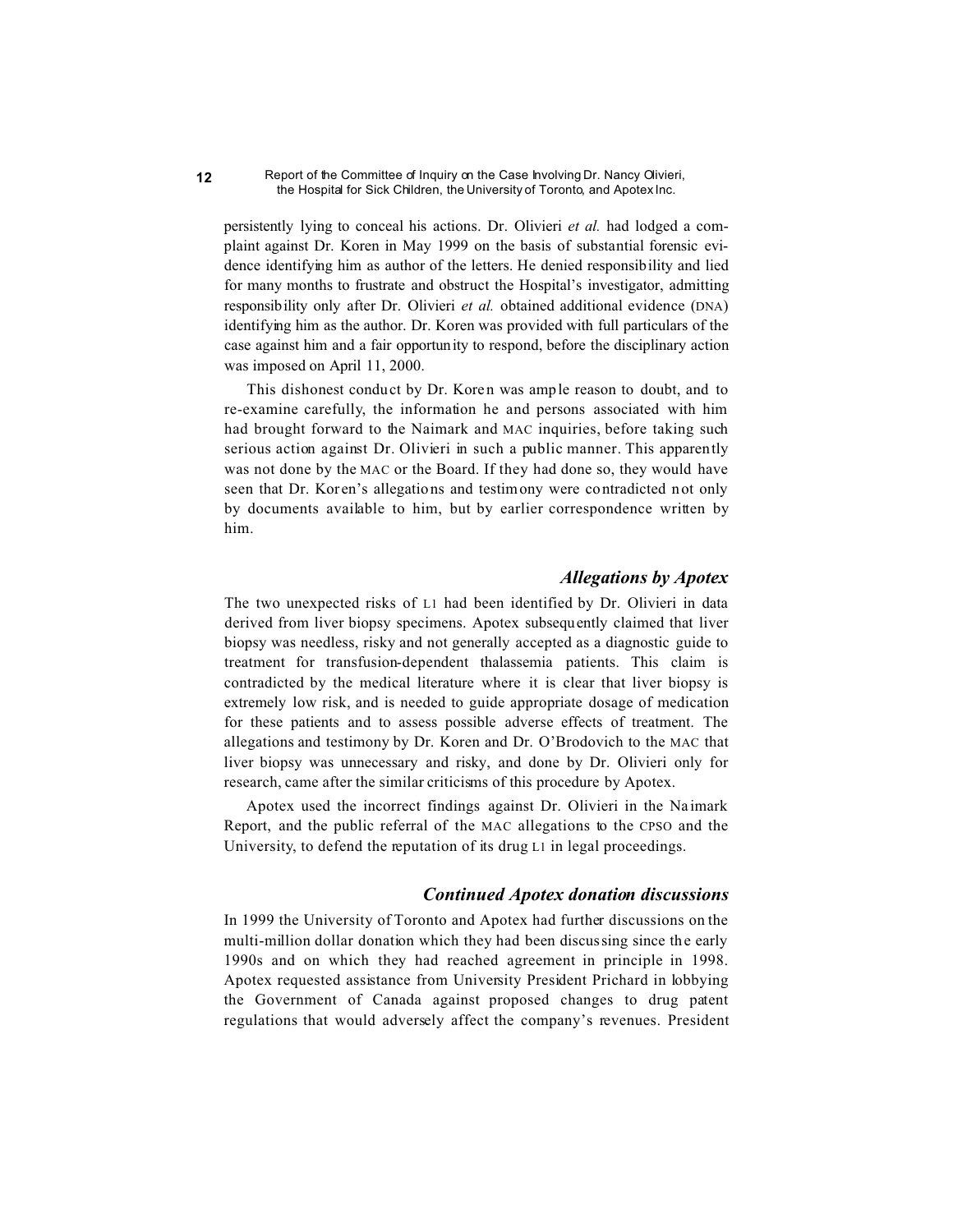persistently lying to conceal his actions. Dr. Olivieri *et al.* had lodged a complaint against Dr. Koren in May 1999 on the basis of substantial forensic evidence identifying him as author of the letters. He denied responsibility and lied for many months to frustrate and obstruct the Hospital's investigator, admitting responsibility only after Dr. Olivieri *et al.* obtained additional evidence (DNA) identifying him as the author. Dr. Koren was provided with full particulars of the case against him and a fair opportunity to respond, before the disciplinary action was imposed on April 11, 2000.

This dishonest conduct by Dr. Koren was ample reason to doubt, and to re-examine carefully, the information he and persons associated with him had brought forward to the Naimark and MAC inquiries, before taking such serious action against Dr. Olivieri in such a public manner. This apparently was not done by the MAC or the Board. If they had done so, they would have seen that Dr. Koren's allegations and testimony were contradicted not only by documents available to him, but by earlier correspondence written by him.

### *Allegations by Apotex*

The two unexpected risks of L1 had been identified by Dr. Olivieri in data derived from liver biopsy specimens. Apotex subsequently claimed that liver biopsy was needless, risky and not generally accepted as a diagnostic guide to treatment for transfusion-dependent thalassemia patients. This claim is contradicted by the medical literature where it is clear that liver biopsy is extremely low risk, and is needed to guide appropriate dosage of medication for these patients and to assess possible adverse effects of treatment. The allegations and testimony by Dr. Koren and Dr. O'Brodovich to the MAC that liver biopsy was unnecessary and risky, and done by Dr. Olivieri only for research, came after the similar criticisms of this procedure by Apotex.

Apotex used the incorrect findings against Dr. Olivieri in the Naimark Report, and the public referral of the MAC allegations to the CPSO and the University, to defend the reputation of its drug L1 in legal proceedings.

### *Continued Apotex donation discussions*

In 1999 the University of Toronto and Apotex had further discussions on the multi-million dollar donation which they had been discussing since the early 1990s and on which they had reached agreement in principle in 1998. Apotex requested assistance from University President Prichard in lobbying the Government of Canada against proposed changes to drug patent regulations that would adversely affect the company's revenues. President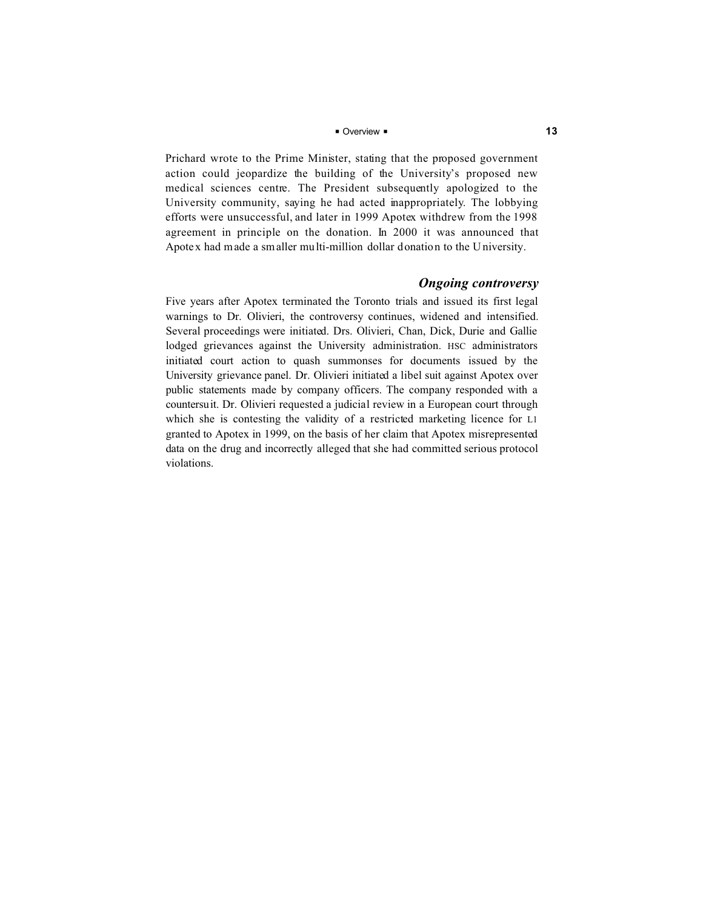Prichard wrote to the Prime Minister, stating that the proposed government action could jeopardize the building of the University's proposed new medical sciences centre. The President subsequently apologized to the University community, saying he had acted inappropriately. The lobbying efforts were unsuccessful, and later in 1999 Apotex withdrew from the 1998 agreement in principle on the donation. In 2000 it was announced that Apotex had made a smaller multi-million dollar donation to the University.

### *Ongoing controversy*

Five years after Apotex terminated the Toronto trials and issued its first legal warnings to Dr. Olivieri, the controversy continues, widened and intensified. Several proceedings were initiated. Drs. Olivieri, Chan, Dick, Durie and Gallie lodged grievances against the University administration. HSC administrators initiated court action to quash summonses for documents issued by the University grievance panel. Dr. Olivieri initiated a libel suit against Apotex over public statements made by company officers. The company responded with a countersuit. Dr. Olivieri requested a judicial review in a European court through which she is contesting the validity of a restricted marketing licence for L1 granted to Apotex in 1999, on the basis of her claim that Apotex misrepresented data on the drug and incorrectly alleged that she had committed serious protocol violations.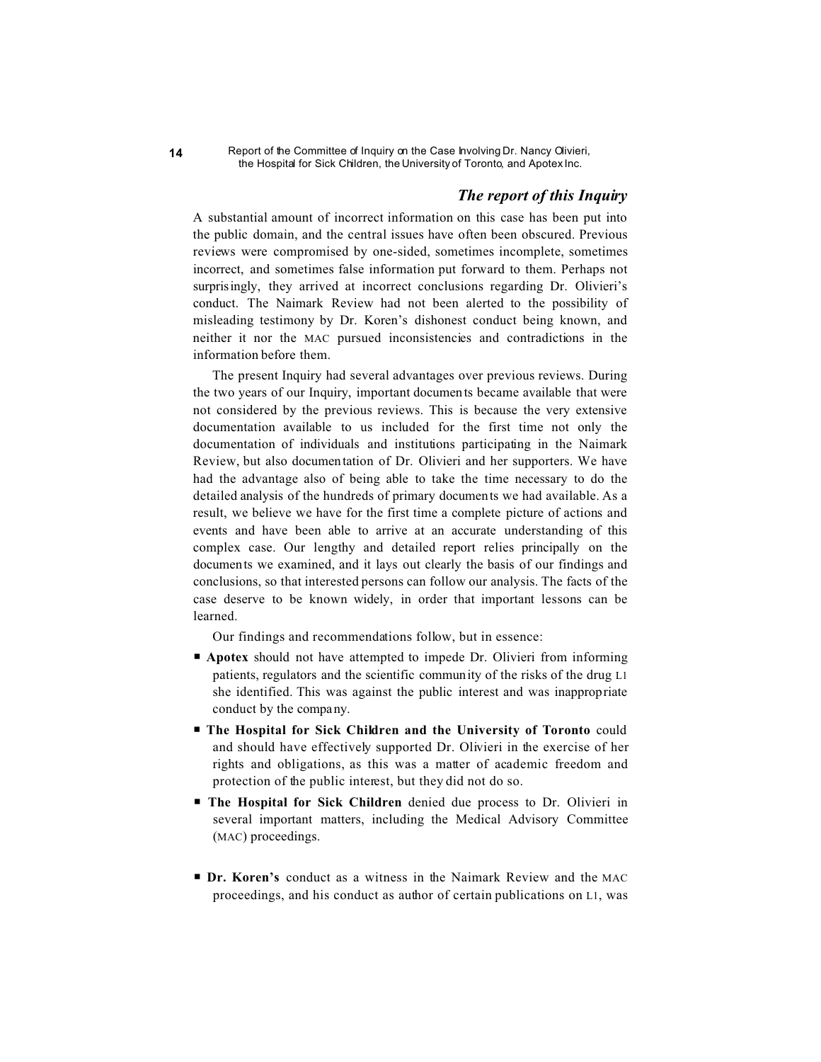## *The report of this Inquiry*

A substantial amount of incorrect information on this case has been put into the public domain, and the central issues have often been obscured. Previous reviews were compromised by one-sided, sometimes incomplete, sometimes incorrect, and sometimes false information put forward to them. Perhaps not surprisingly, they arrived at incorrect conclusions regarding Dr. Olivieri's conduct. The Naimark Review had not been alerted to the possibility of misleading testimony by Dr. Koren's dishonest conduct being known, and neither it nor the MAC pursued inconsistencies and contradictions in the information before them.

The present Inquiry had several advantages over previous reviews. During the two years of our Inquiry, important documents became available that were not considered by the previous reviews. This is because the very extensive documentation available to us included for the first time not only the documentation of individuals and institutions participating in the Naimark Review, but also documentation of Dr. Olivieri and her supporters. We have had the advantage also of being able to take the time necessary to do the detailed analysis of the hundreds of primary documents we had available. As a result, we believe we have for the first time a complete picture of actions and events and have been able to arrive at an accurate understanding of this complex case. Our lengthy and detailed report relies principally on the documents we examined, and it lays out clearly the basis of our findings and conclusions, so that interested persons can follow our analysis. The facts of the case deserve to be known widely, in order that important lessons can be learned.

Our findings and recommendations follow, but in essence:

- **Apotex** should not have attempted to impede Dr. Olivieri from informing patients, regulators and the scientific community of the risks of the drug L1 she identified. This was against the public interest and was inappropriate conduct by the company.
- **The Hospital for Sick Children and the University of Toronto** could and should have effectively supported Dr. Olivieri in the exercise of her rights and obligations, as this was a matter of academic freedom and protection of the public interest, but they did not do so.
- **The Hospital for Sick Children** denied due process to Dr. Olivieri in several important matters, including the Medical Advisory Committee (MAC) proceedings.
- **Dr. Koren's** conduct as a witness in the Naimark Review and the MAC proceedings, and his conduct as author of certain publications on L1, was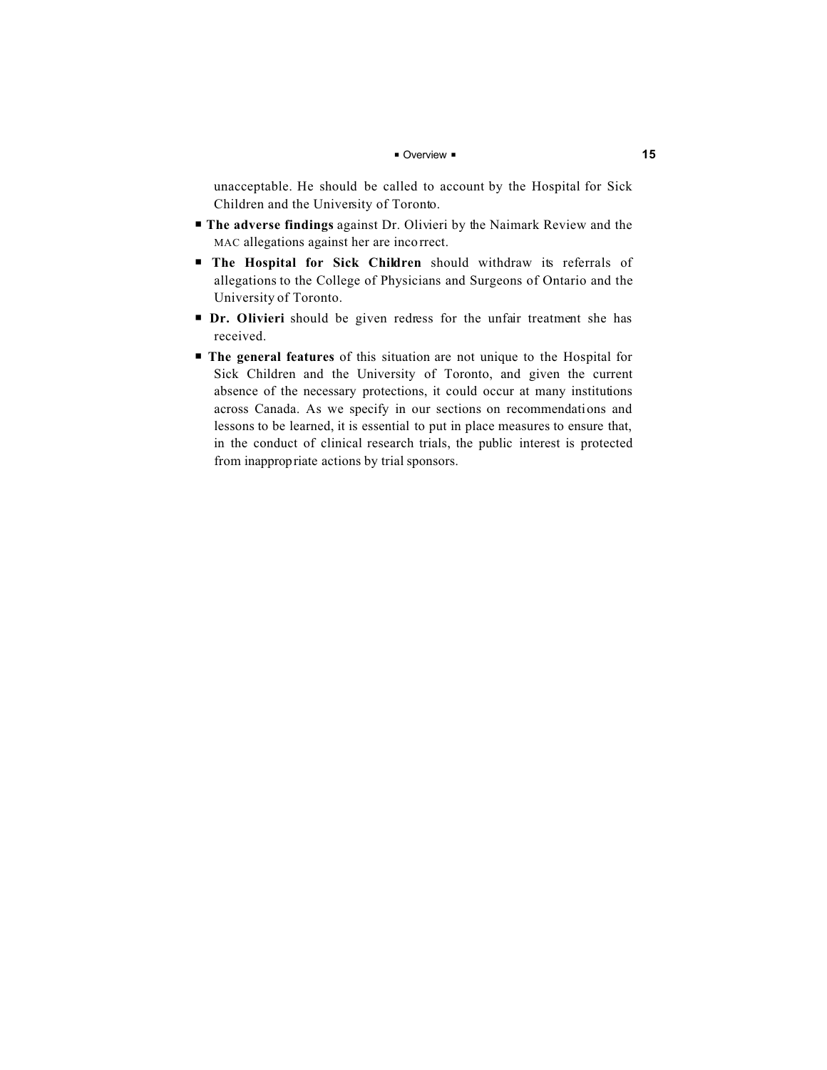unacceptable. He should be called to account by the Hospital for Sick Children and the University of Toronto.

- **The adverse findings** against Dr. Olivieri by the Naimark Review and the MAC allegations against her are incorrect.
- **The Hospital for Sick Children** should withdraw its referrals of allegations to the College of Physicians and Surgeons of Ontario and the University of Toronto.
- **Dr. Olivieri** should be given redress for the unfair treatment she has received.
- **The general features** of this situation are not unique to the Hospital for Sick Children and the University of Toronto, and given the current absence of the necessary protections, it could occur at many institutions across Canada. As we specify in our sections on recommendations and lessons to be learned, it is essential to put in place measures to ensure that, in the conduct of clinical research trials, the public interest is protected from inappropriate actions by trial sponsors.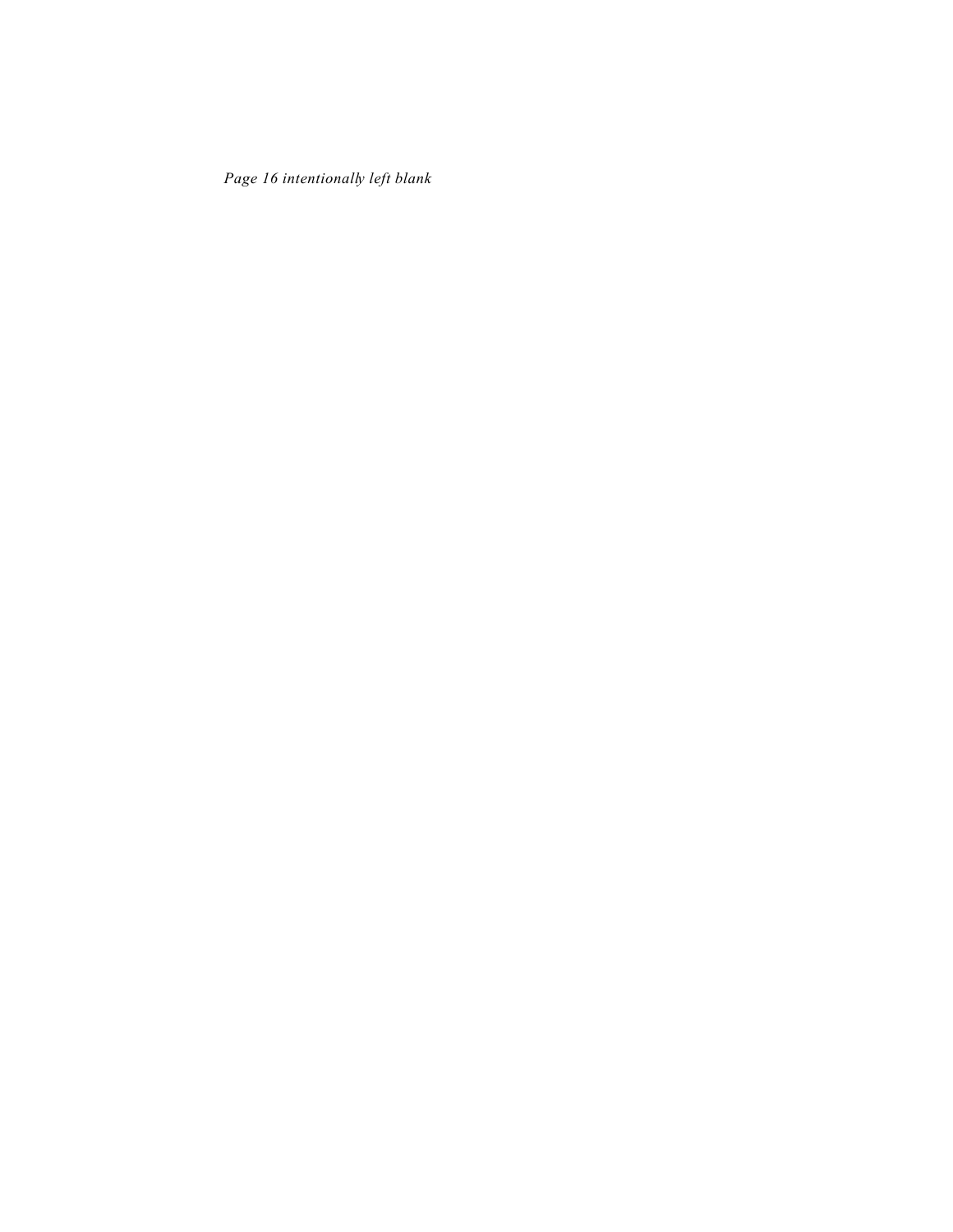*Page 16 intentionally left blank*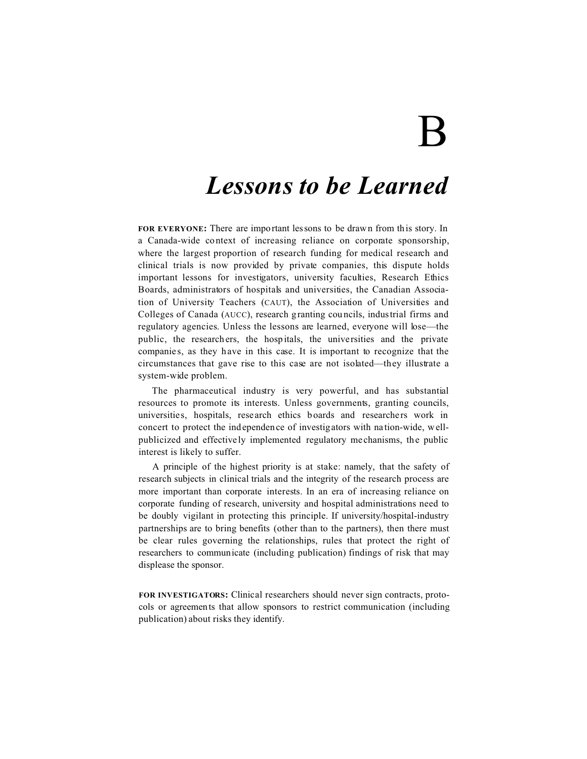# B

## *Lessons to be Learned*

**FOR EVERYONE:** There are important lessons to be drawn from this story. In a Canada-wide context of increasing reliance on corporate sponsorship, where the largest proportion of research funding for medical research and clinical trials is now provided by private companies, this dispute holds important lessons for investigators, university faculties, Research Ethics Boards, administrators of hospitals and universities, the Canadian Association of University Teachers (CAUT), the Association of Universities and Colleges of Canada (AUCC), research granting councils, industrial firms and regulatory agencies. Unless the lessons are learned, everyone will lose—the public, the researchers, the hospitals, the universities and the private companies, as they have in this case. It is important to recognize that the circumstances that gave rise to this case are not isolated—they illustrate a system-wide problem.

The pharmaceutical industry is very powerful, and has substantial resources to promote its interests. Unless governments, granting councils, universities, hospitals, research ethics boards and researchers work in concert to protect the independence of investigators with nation-wide, well-publicized and effectively implemented regulatory mechanisms, the public interest is likely to suffer.

A principle of the highest priority is at stake: namely, that the safety of research subjects in clinical trials and the integrity of the research process are more important than corporate interests. In an era of increasing reliance on corporate funding of research, university and hospital administrations need to be doubly vigilant in protecting this principle. If university/hospital-industry partnerships are to bring benefits (other than to the partners), then there must be clear rules governing the relationships, rules that protect the right of researchers to communicate (including publication) findings of risk that may displease the sponsor.

**FOR INVESTIGATORS:** Clinical researchers should never sign contracts, protocols or agreements that allow sponsors to restrict communication (including publication) about risks they identify.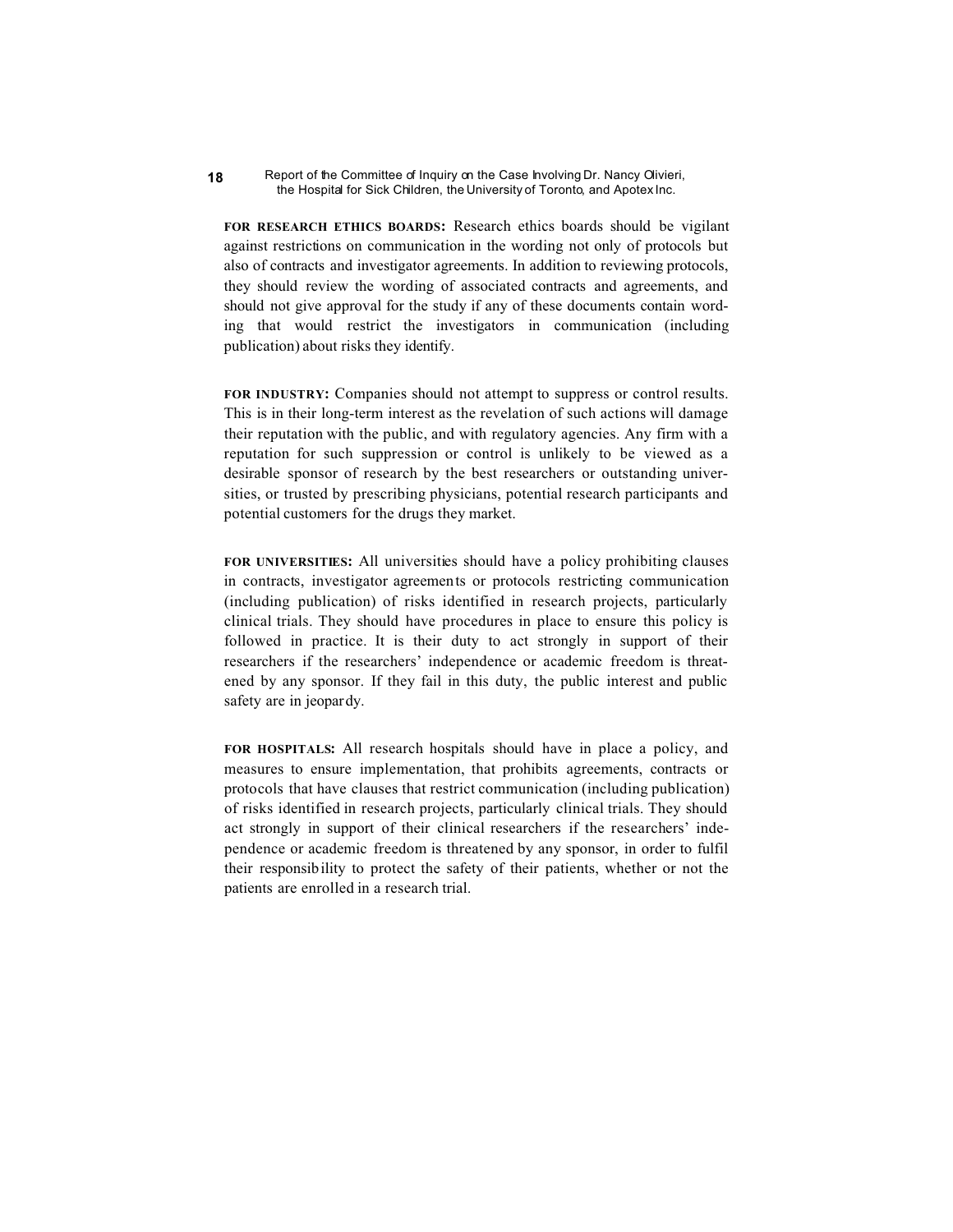**FOR RESEARCH ETHICS BOARDS:** Research ethics boards should be vigilant against restrictions on communication in the wording not only of protocols but also of contracts and investigator agreements. In addition to reviewing protocols, they should review the wording of associated contracts and agreements, and should not give approval for the study if any of these documents contain wording that would restrict the investigators in communication (including publication) about risks they identify.

**FOR INDUSTRY:** Companies should not attempt to suppress or control results. This is in their long-term interest as the revelation of such actions will damage their reputation with the public, and with regulatory agencies. Any firm with a reputation for such suppression or control is unlikely to be viewed as a desirable sponsor of research by the best researchers or outstanding universities, or trusted by prescribing physicians, potential research participants and potential customers for the drugs they market.

**FOR UNIVERSITIES:** All universities should have a policy prohibiting clauses in contracts, investigator agreements or protocols restricting communication (including publication) of risks identified in research projects, particularly clinical trials. They should have procedures in place to ensure this policy is followed in practice. It is their duty to act strongly in support of their researchers if the researchers' independence or academic freedom is threatened by any sponsor. If they fail in this duty, the public interest and public safety are in jeopardy.

**FOR HOSPITALS:** All research hospitals should have in place a policy, and measures to ensure implementation, that prohibits agreements, contracts or protocols that have clauses that restrict communication (including publication) of risks identified in research projects, particularly clinical trials. They should act strongly in support of their clinical researchers if the researchers' independence or academic freedom is threatened by any sponsor, in order to fulfil their responsibility to protect the safety of their patients, whether or not the patients are enrolled in a research trial.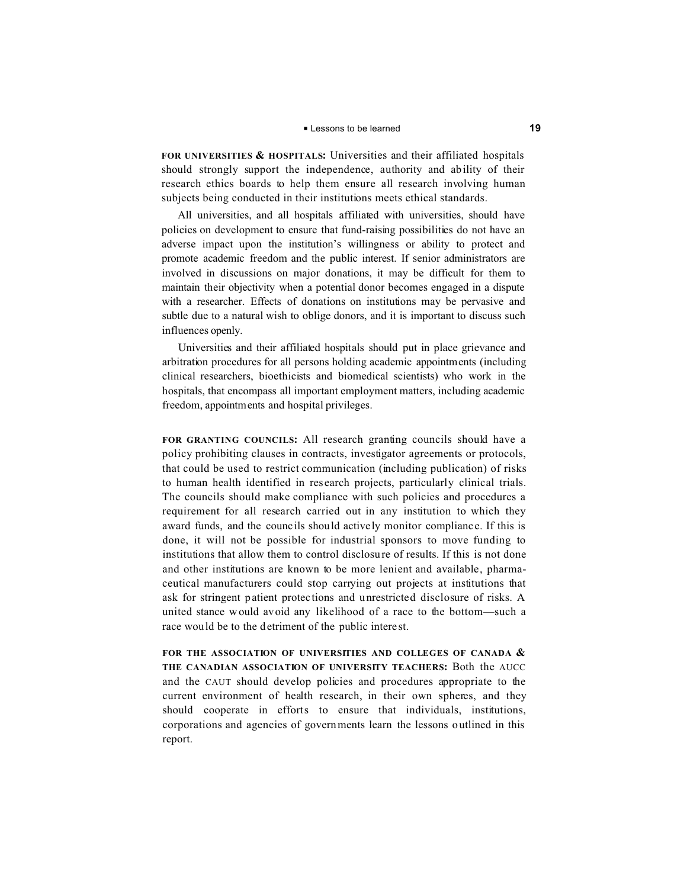**FOR UNIVERSITIES & HOSPITALS:** Universities and their affiliated hospitals should strongly support the independence, authority and ability of their research ethics boards to help them ensure all research involving human subjects being conducted in their institutions meets ethical standards.

All universities, and all hospitals affiliated with universities, should have policies on development to ensure that fund-raising possibilities do not have an adverse impact upon the institution's willingness or ability to protect and promote academic freedom and the public interest. If senior administrators are involved in discussions on major donations, it may be difficult for them to maintain their objectivity when a potential donor becomes engaged in a dispute with a researcher. Effects of donations on institutions may be pervasive and subtle due to a natural wish to oblige donors, and it is important to discuss such influences openly.

Universities and their affiliated hospitals should put in place grievance and arbitration procedures for all persons holding academic appointments (including clinical researchers, bioethicists and biomedical scientists) who work in the hospitals, that encompass all important employment matters, including academic freedom, appointments and hospital privileges.

**FOR GRANTING COUNCILS:** All research granting councils should have a policy prohibiting clauses in contracts, investigator agreements or protocols, that could be used to restrict communication (including publication) of risks to human health identified in research projects, particularly clinical trials. The councils should make compliance with such policies and procedures a requirement for all research carried out in any institution to which they award funds, and the councils should actively monitor compliance. If this is done, it will not be possible for industrial sponsors to move funding to institutions that allow them to control disclosure of results. If this is not done and other institutions are known to be more lenient and available, pharmaceutical manufacturers could stop carrying out projects at institutions that ask for stringent patient protections and unrestricted disclosure of risks. A united stance would avoid any likelihood of a race to the bottom—such a race would be to the detriment of the public interest.

**FOR THE ASSOCIATION OF UNIVERSITIES AND COLLEGES OF CANADA & THE CANADIAN ASSOCIATION OF UNIVERSITY TEACHERS:** Both the AUCC and the CAUT should develop policies and procedures appropriate to the current environment of health research, in their own spheres, and they should cooperate in efforts to ensure that individuals, institutions, corporations and agencies of governments learn the lessons outlined in this report.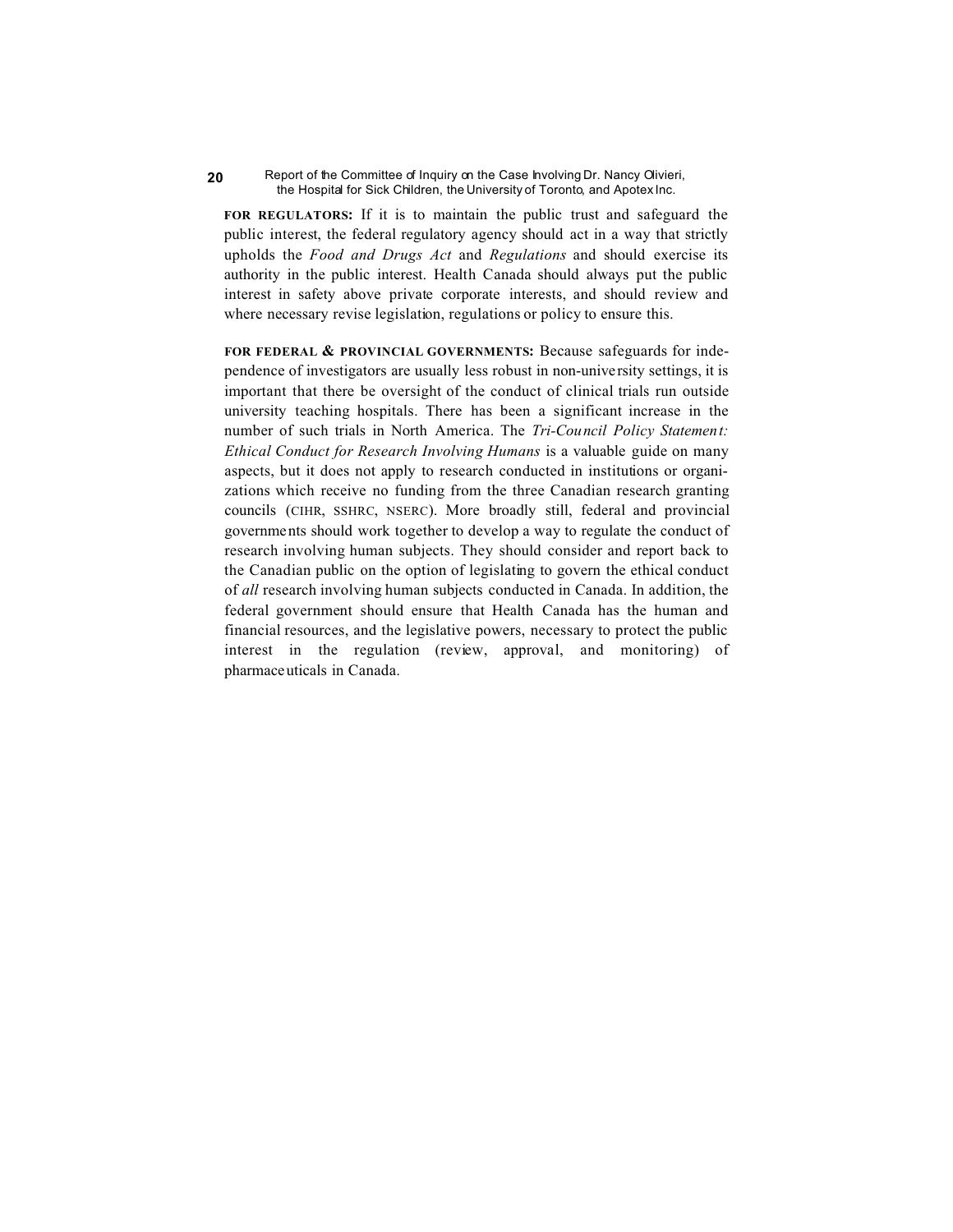**FOR REGULATORS:** If it is to maintain the public trust and safeguard the public interest, the federal regulatory agency should act in a way that strictly upholds the *Food and Drugs Act* and *Regulations* and should exercise its authority in the public interest. Health Canada should always put the public interest in safety above private corporate interests, and should review and where necessary revise legislation, regulations or policy to ensure this.

**FOR FEDERAL & PROVINCIAL GOVERNMENTS:** Because safeguards for independence of investigators are usually less robust in non-university settings, it is important that there be oversight of the conduct of clinical trials run outside university teaching hospitals. There has been a significant increase in the number of such trials in North America. The *Tri-Council Policy Statement: Ethical Conduct for Research Involving Humans* is a valuable guide on many aspects, but it does not apply to research conducted in institutions or organizations which receive no funding from the three Canadian research granting councils (CIHR, SSHRC, NSERC). More broadly still, federal and provincial governments should work together to develop a way to regulate the conduct of research involving human subjects. They should consider and report back to the Canadian public on the option of legislating to govern the ethical conduct of *all* research involving human subjects conducted in Canada. In addition, the federal government should ensure that Health Canada has the human and financial resources, and the legislative powers, necessary to protect the public interest in the regulation (review, approval, and monitoring) of pharmaceuticals in Canada.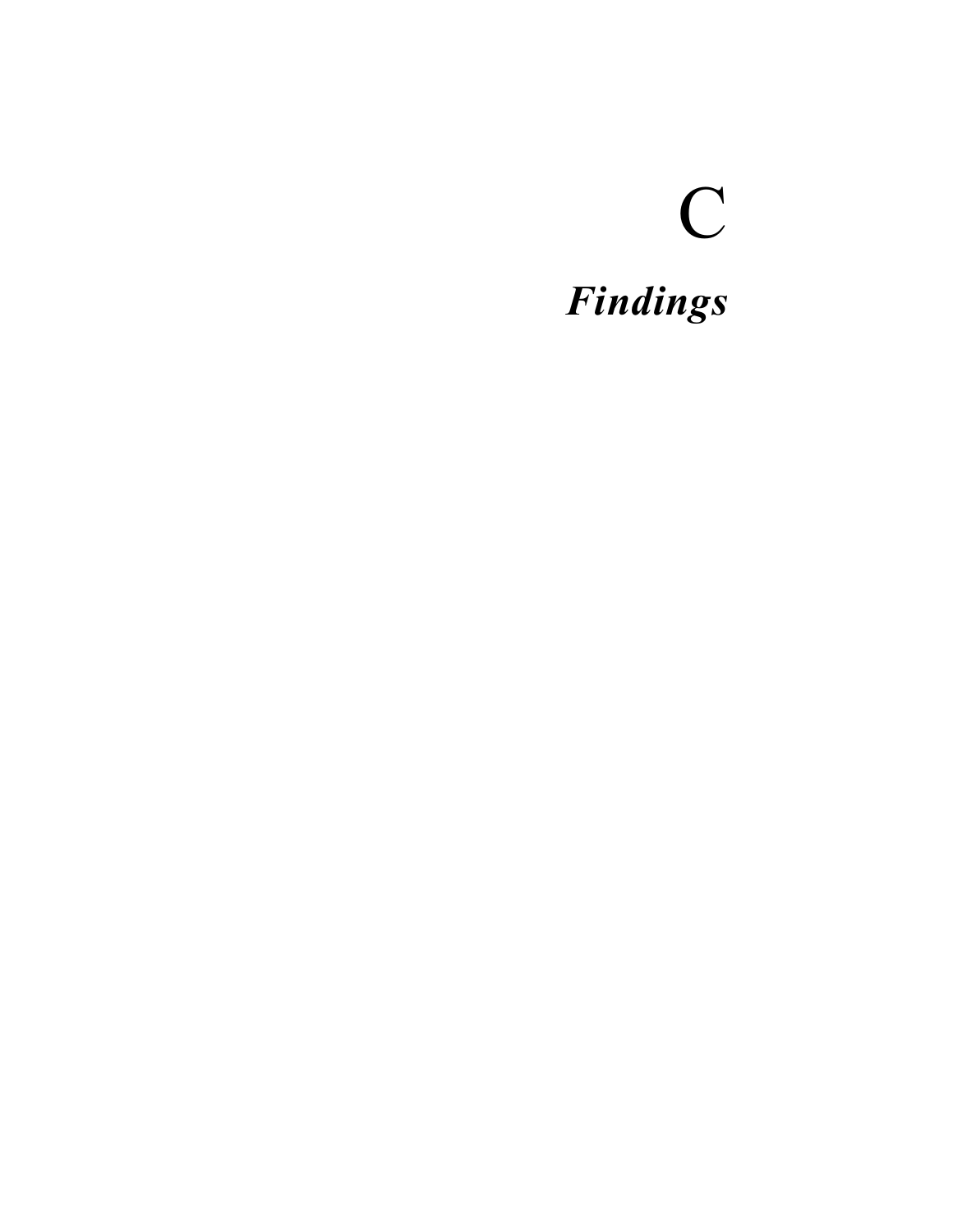# C

# *Findings*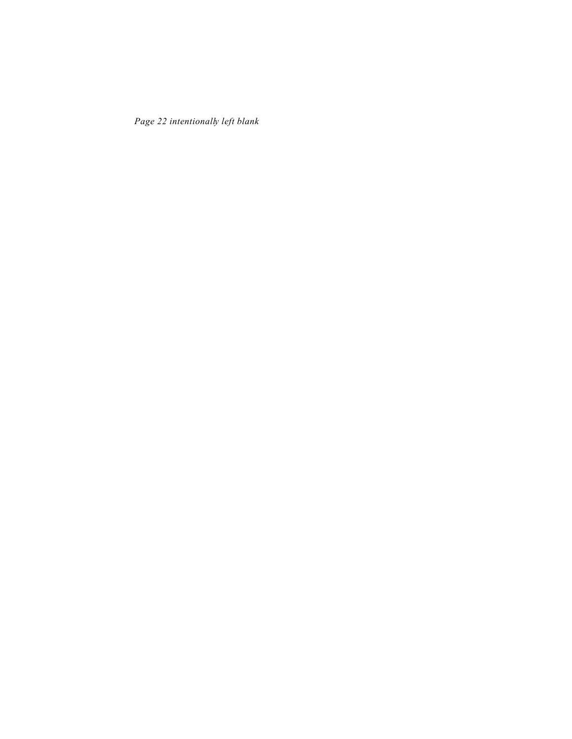*Page 22 intentionally left blank*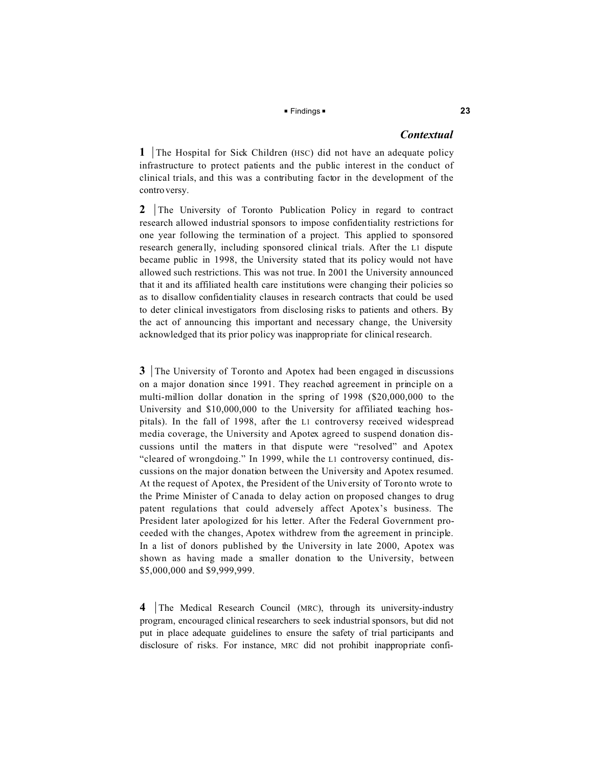## *Contextual*

**1** The Hospital for Sick Children (HSC) did not have an adequate policy infrastructure to protect patients and the public interest in the conduct of clinical trials, and this was a contributing factor in the development of the controversy.

**2** The University of Toronto Publication Policy in regard to contract research allowed industrial sponsors to impose confidentiality restrictions for one year following the termination of a project. This applied to sponsored research generally, including sponsored clinical trials. After the L1 dispute became public in 1998, the University stated that its policy would not have allowed such restrictions. This was not true. In 2001 the University announced that it and its affiliated health care institutions were changing their policies so as to disallow confidentiality clauses in research contracts that could be used to deter clinical investigators from disclosing risks to patients and others. By the act of announcing this important and necessary change, the University acknowledged that its prior policy was inappropriate for clinical research.

**3** The University of Toronto and Apotex had been engaged in discussions on a major donation since 1991. They reached agreement in principle on a multi-million dollar donation in the spring of 1998 ($20,000,000 to the University and $10,000,000 to the University for affiliated teaching hospitals). In the fall of 1998, after the L1 controversy received widespread media coverage, the University and Apotex agreed to suspend donation discussions until the matters in that dispute were "resolved" and Apotex "cleared of wrongdoing." In 1999, while the L1 controversy continued, discussions on the major donation between the University and Apotex resumed. At the request of Apotex, the President of the University of Toronto wrote to the Prime Minister of Canada to delay action on proposed changes to drug patent regulations that could adversely affect Apotex's business. The President later apologized for his letter. After the Federal Government proceeded with the changes, Apotex withdrew from the agreement in principle. In a list of donors published by the University in late 2000, Apotex was shown as having made a smaller donation to the University, between $5,000,000 and $9,999,999.

**4** The Medical Research Council (MRC), through its university-industry program, encouraged clinical researchers to seek industrial sponsors, but did not put in place adequate guidelines to ensure the safety of trial participants and disclosure of risks. For instance, MRC did not prohibit inappropriate confi-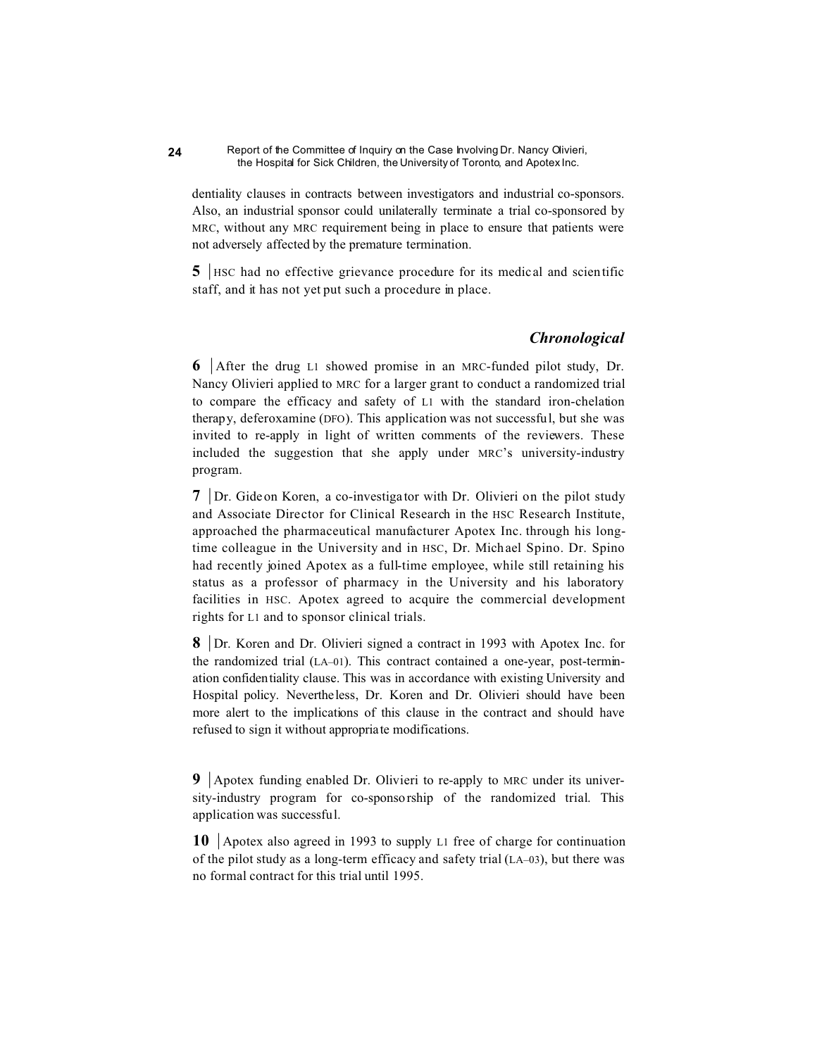dentiality clauses in contracts between investigators and industrial co-sponsors. Also, an industrial sponsor could unilaterally terminate a trial co-sponsored by MRC, without any MRC requirement being in place to ensure that patients were not adversely affected by the premature termination.

**5** | HSC had no effective grievance procedure for its medical and scientific staff, and it has not yet put such a procedure in place.

### *Chronological*

**6** | After the drug L1 showed promise in an MRC-funded pilot study, Dr. Nancy Olivieri applied to MRC for a larger grant to conduct a randomized trial to compare the efficacy and safety of L1 with the standard iron-chelation therapy, deferoxamine (DFO). This application was not successful, but she was invited to re-apply in light of written comments of the reviewers. These included the suggestion that she apply under MRC's university-industry program.

**7** | Dr. Gideon Koren, a co-investigator with Dr. Olivieri on the pilot study and Associate Director for Clinical Research in the HSC Research Institute, approached the pharmaceutical manufacturer Apotex Inc. through his long-time colleague in the University and in HSC, Dr. Michael Spino. Dr. Spino had recently joined Apotex as a full-time employee, while still retaining his status as a professor of pharmacy in the University and his laboratory facilities in HSC. Apotex agreed to acquire the commercial development rights for L1 and to sponsor clinical trials.

**8** | Dr. Koren and Dr. Olivieri signed a contract in 1993 with Apotex Inc. for the randomized trial (LA–01). This contract contained a one-year, post-termination confidentiality clause. This was in accordance with existing University and Hospital policy. Nevertheless, Dr. Koren and Dr. Olivieri should have been more alert to the implications of this clause in the contract and should have refused to sign it without appropriate modifications.

**9** | Apotex funding enabled Dr. Olivieri to re-apply to MRC under its university-industry program for co-sponsorship of the randomized trial. This application was successful.

**10** | Apotex also agreed in 1993 to supply L1 free of charge for continuation of the pilot study as a long-term efficacy and safety trial (LA–03), but there was no formal contract for this trial until 1995.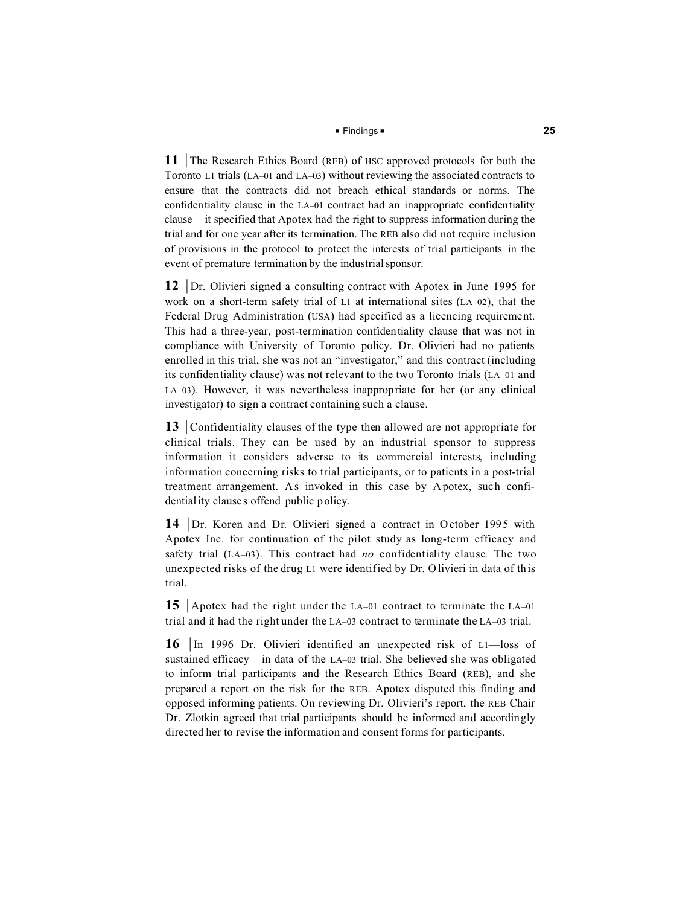**11** | The Research Ethics Board (REB) of HSC approved protocols for both the Toronto L1 trials (LA–01 and LA–03) without reviewing the associated contracts to ensure that the contracts did not breach ethical standards or norms. The confidentiality clause in the LA–01 contract had an inappropriate confidentiality clause—it specified that Apotex had the right to suppress information during the trial and for one year after its termination. The REB also did not require inclusion of provisions in the protocol to protect the interests of trial participants in the event of premature termination by the industrial sponsor.

**12** | Dr. Olivieri signed a consulting contract with Apotex in June 1995 for work on a short-term safety trial of L1 at international sites (LA–02), that the Federal Drug Administration (USA) had specified as a licencing requirement. This had a three-year, post-termination confidentiality clause that was not in compliance with University of Toronto policy. Dr. Olivieri had no patients enrolled in this trial, she was not an "investigator," and this contract (including its confidentiality clause) was not relevant to the two Toronto trials (LA–01 and LA–03). However, it was nevertheless inappropriate for her (or any clinical investigator) to sign a contract containing such a clause.

**13** | Confidentiality clauses of the type then allowed are not appropriate for clinical trials. They can be used by an industrial sponsor to suppress information it considers adverse to its commercial interests, including information concerning risks to trial participants, or to patients in a post-trial treatment arrangement. As invoked in this case by Apotex, such confidentiality clauses offend public policy.

**14** | Dr. Koren and Dr. Olivieri signed a contract in October 1995 with Apotex Inc. for continuation of the pilot study as long-term efficacy and safety trial (LA–03). This contract had *no* confidentiality clause. The two unexpected risks of the drug L1 were identified by Dr. Olivieri in data of this trial.

**15** | Apotex had the right under the LA–01 contract to terminate the LA–01 trial and it had the right under the LA–03 contract to terminate the LA–03 trial.

**16** | In 1996 Dr. Olivieri identified an unexpected risk of L1—loss of sustained efficacy—in data of the LA–03 trial. She believed she was obligated to inform trial participants and the Research Ethics Board (REB), and she prepared a report on the risk for the REB. Apotex disputed this finding and opposed informing patients. On reviewing Dr. Olivieri's report, the REB Chair Dr. Zlotkin agreed that trial participants should be informed and accordingly directed her to revise the information and consent forms for participants.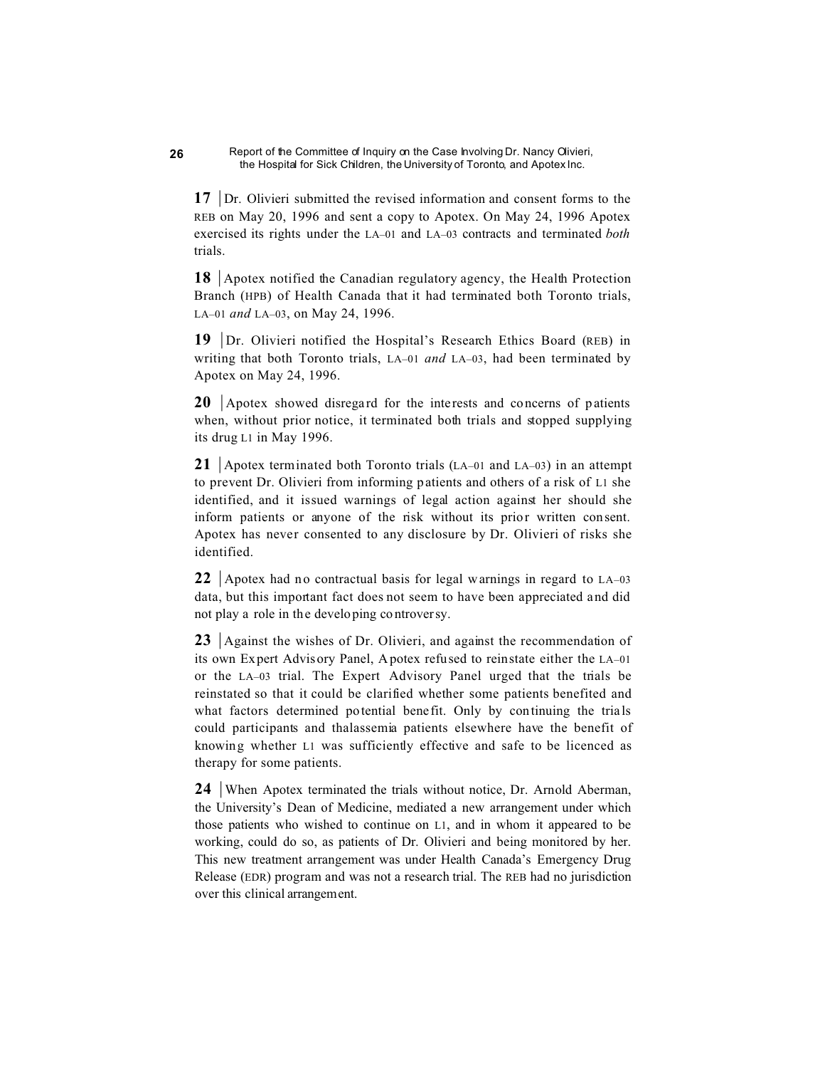**17** | Dr. Olivieri submitted the revised information and consent forms to the REB on May 20, 1996 and sent a copy to Apotex. On May 24, 1996 Apotex exercised its rights under the LA–01 and LA–03 contracts and terminated *both* trials.

**18** | Apotex notified the Canadian regulatory agency, the Health Protection Branch (HPB) of Health Canada that it had terminated both Toronto trials, LA–01 *and* LA–03, on May 24, 1996.

**19** | Dr. Olivieri notified the Hospital's Research Ethics Board (REB) in writing that both Toronto trials, LA–01 *and* LA–03, had been terminated by Apotex on May 24, 1996.

**20** | Apotex showed disregard for the interests and concerns of patients when, without prior notice, it terminated both trials and stopped supplying its drug L1 in May 1996.

**21** | Apotex terminated both Toronto trials (LA–01 and LA–03) in an attempt to prevent Dr. Olivieri from informing patients and others of a risk of L1 she identified, and it issued warnings of legal action against her should she inform patients or anyone of the risk without its prior written consent. Apotex has never consented to any disclosure by Dr. Olivieri of risks she identified.

**22** | Apotex had no contractual basis for legal warnings in regard to LA–03 data, but this important fact does not seem to have been appreciated and did not play a role in the developing controversy.

**23** | Against the wishes of Dr. Olivieri, and against the recommendation of its own Expert Advisory Panel, Apotex refused to reinstate either the LA–01 or the LA–03 trial. The Expert Advisory Panel urged that the trials be reinstated so that it could be clarified whether some patients benefited and what factors determined potential benefit. Only by continuing the trials could participants and thalassemia patients elsewhere have the benefit of knowing whether L1 was sufficiently effective and safe to be licenced as therapy for some patients.

**24** | When Apotex terminated the trials without notice, Dr. Arnold Aberman, the University's Dean of Medicine, mediated a new arrangement under which those patients who wished to continue on L1, and in whom it appeared to be working, could do so, as patients of Dr. Olivieri and being monitored by her. This new treatment arrangement was under Health Canada's Emergency Drug Release (EDR) program and was not a research trial. The REB had no jurisdiction over this clinical arrangement.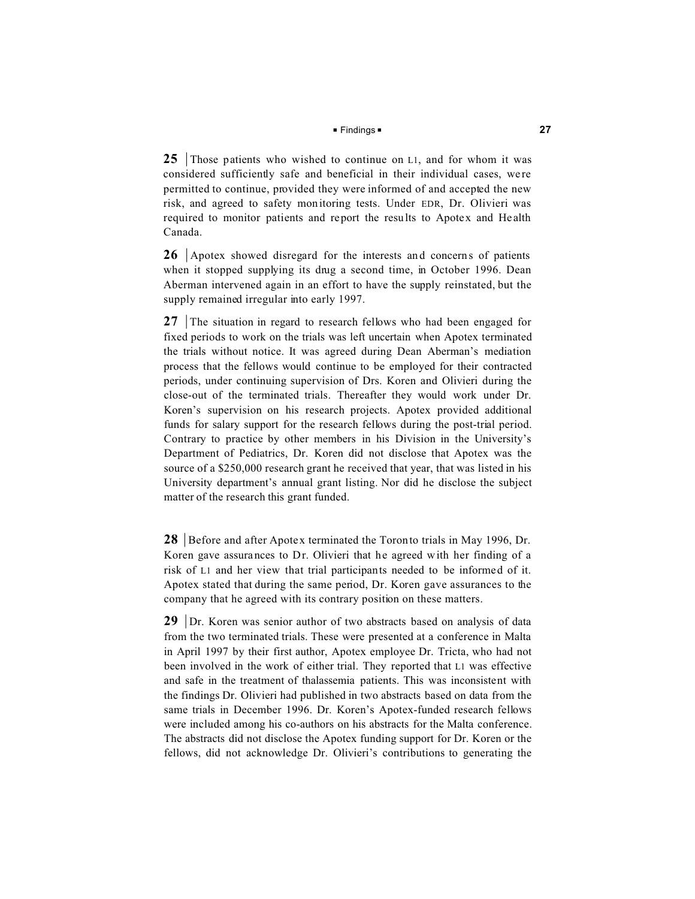**25** | Those patients who wished to continue on L1, and for whom it was considered sufficiently safe and beneficial in their individual cases, were permitted to continue, provided they were informed of and accepted the new risk, and agreed to safety monitoring tests. Under EDR, Dr. Olivieri was required to monitor patients and report the results to Apotex and Health Canada.

**26** | Apotex showed disregard for the interests and concerns of patients when it stopped supplying its drug a second time, in October 1996. Dean Aberman intervened again in an effort to have the supply reinstated, but the supply remained irregular into early 1997.

**27** | The situation in regard to research fellows who had been engaged for fixed periods to work on the trials was left uncertain when Apotex terminated the trials without notice. It was agreed during Dean Aberman's mediation process that the fellows would continue to be employed for their contracted periods, under continuing supervision of Drs. Koren and Olivieri during the close-out of the terminated trials. Thereafter they would work under Dr. Koren's supervision on his research projects. Apotex provided additional funds for salary support for the research fellows during the post-trial period. Contrary to practice by other members in his Division in the University's Department of Pediatrics, Dr. Koren did not disclose that Apotex was the source of a $250,000 research grant he received that year, that was listed in his University department's annual grant listing. Nor did he disclose the subject matter of the research this grant funded.

**28** | Before and after Apotex terminated the Toronto trials in May 1996, Dr. Koren gave assurances to Dr. Olivieri that he agreed with her finding of a risk of L1 and her view that trial participants needed to be informed of it. Apotex stated that during the same period, Dr. Koren gave assurances to the company that he agreed with its contrary position on these matters.

**29** | Dr. Koren was senior author of two abstracts based on analysis of data from the two terminated trials. These were presented at a conference in Malta in April 1997 by their first author, Apotex employee Dr. Tricta, who had not been involved in the work of either trial. They reported that L1 was effective and safe in the treatment of thalassemia patients. This was inconsistent with the findings Dr. Olivieri had published in two abstracts based on data from the same trials in December 1996. Dr. Koren's Apotex-funded research fellows were included among his co-authors on his abstracts for the Malta conference. The abstracts did not disclose the Apotex funding support for Dr. Koren or the fellows, did not acknowledge Dr. Olivieri's contributions to generating the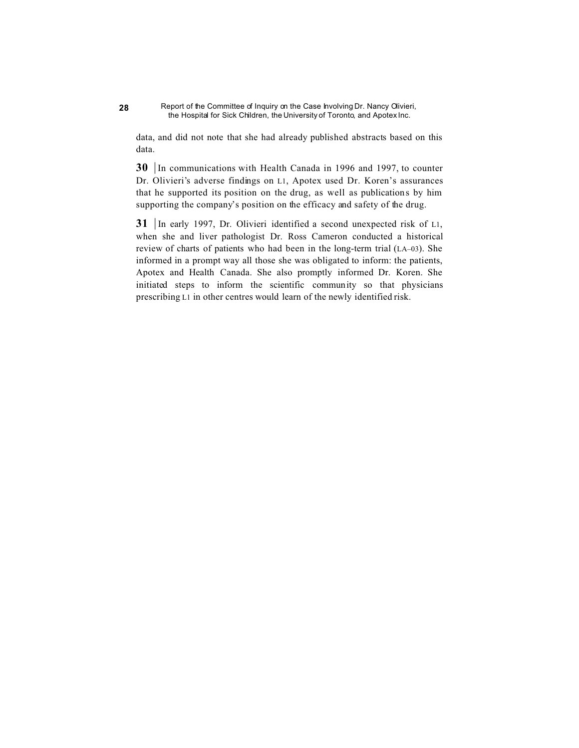data, and did not note that she had already published abstracts based on this data.

**30** In communications with Health Canada in 1996 and 1997, to counter Dr. Olivieri's adverse findings on L1, Apotex used Dr. Koren's assurances that he supported its position on the drug, as well as publications by him supporting the company's position on the efficacy and safety of the drug.

**31** In early 1997, Dr. Olivieri identified a second unexpected risk of L1, when she and liver pathologist Dr. Ross Cameron conducted a historical review of charts of patients who had been in the long-term trial (LA–03). She informed in a prompt way all those she was obligated to inform: the patients, Apotex and Health Canada. She also promptly informed Dr. Koren. She initiated steps to inform the scientific community so that physicians prescribing L1 in other centres would learn of the newly identified risk.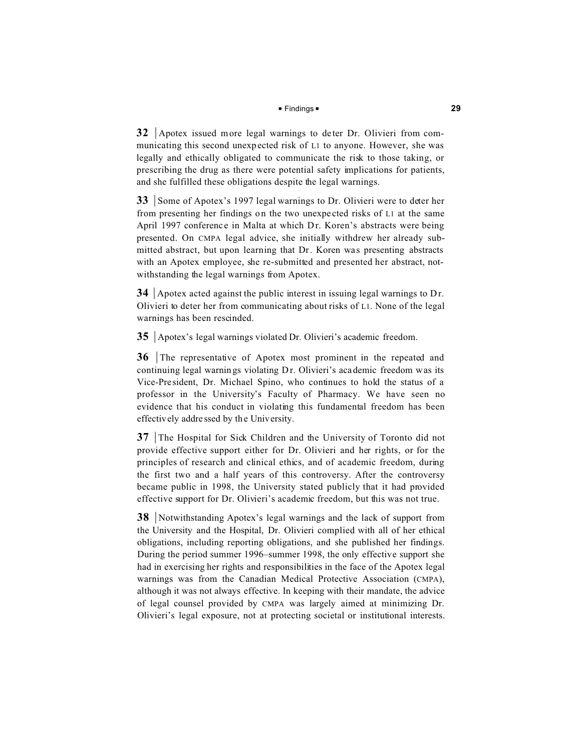**32** | Apotex issued more legal warnings to deter Dr. Olivieri from communicating this second unexpected risk of L1 to anyone. However, she was legally and ethically obligated to communicate the risk to those taking, or prescribing the drug as there were potential safety implications for patients, and she fulfilled these obligations despite the legal warnings.

**33** | Some of Apotex's 1997 legal warnings to Dr. Olivieri were to deter her from presenting her findings on the two unexpected risks of L1 at the same April 1997 conference in Malta at which Dr. Koren's abstracts were being presented. On CMPA legal advice, she initially withdrew her already submitted abstract, but upon learning that Dr. Koren was presenting abstracts with an Apotex employee, she re-submitted and presented her abstract, notwithstanding the legal warnings from Apotex.

**34** | Apotex acted against the public interest in issuing legal warnings to Dr. Olivieri to deter her from communicating about risks of L1. None of the legal warnings has been rescinded.

**35** | Apotex's legal warnings violated Dr. Olivieri's academic freedom.

**36** | The representative of Apotex most prominent in the repeated and continuing legal warnings violating Dr. Olivieri's academic freedom was its Vice-President, Dr. Michael Spino, who continues to hold the status of a professor in the University's Faculty of Pharmacy. We have seen no evidence that his conduct in violating this fundamental freedom has been effectively addressed by the University.

**37** | The Hospital for Sick Children and the University of Toronto did not provide effective support either for Dr. Olivieri and her rights, or for the principles of research and clinical ethics, and of academic freedom, during the first two and a half years of this controversy. After the controversy became public in 1998, the University stated publicly that it had provided effective support for Dr. Olivieri's academic freedom, but this was not true.

**38** | Notwithstanding Apotex's legal warnings and the lack of support from the University and the Hospital, Dr. Olivieri complied with all of her ethical obligations, including reporting obligations, and she published her findings. During the period summer 1996–summer 1998, the only effective support she had in exercising her rights and responsibilities in the face of the Apotex legal warnings was from the Canadian Medical Protective Association (CMPA), although it was not always effective. In keeping with their mandate, the advice of legal counsel provided by CMPA was largely aimed at minimizing Dr. Olivieri's legal exposure, not at protecting societal or institutional interests.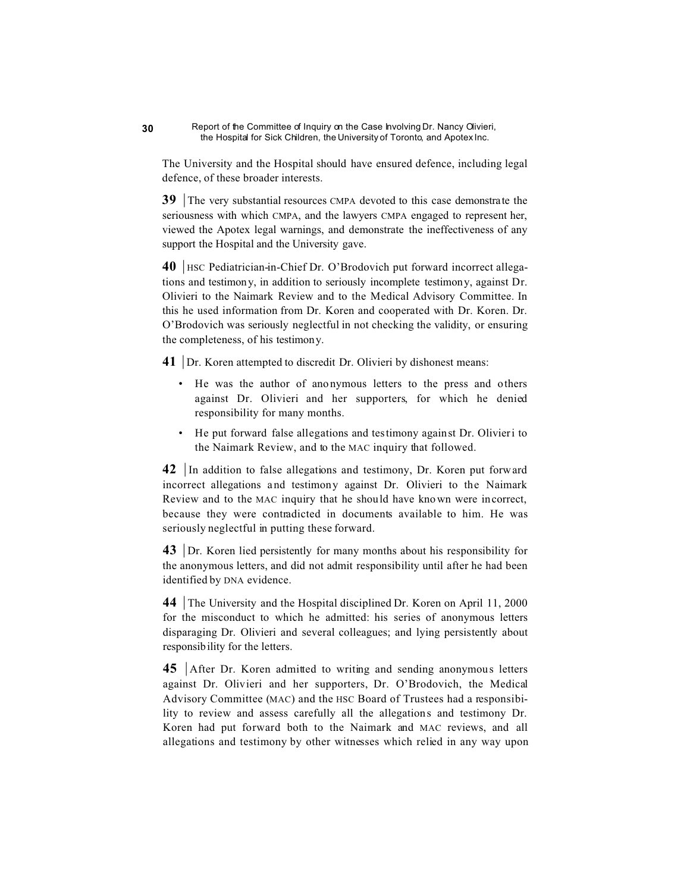The University and the Hospital should have ensured defence, including legal defence, of these broader interests.

**39** | The very substantial resources CMPA devoted to this case demonstrate the seriousness with which CMPA, and the lawyers CMPA engaged to represent her, viewed the Apotex legal warnings, and demonstrate the ineffectiveness of any support the Hospital and the University gave.

**40** | HSC Pediatrician-in-Chief Dr. O'Brodovich put forward incorrect allegations and testimony, in addition to seriously incomplete testimony, against Dr. Olivieri to the Naimark Review and to the Medical Advisory Committee. In this he used information from Dr. Koren and cooperated with Dr. Koren. Dr. O'Brodovich was seriously neglectful in not checking the validity, or ensuring the completeness, of his testimony.

**41** | Dr. Koren attempted to discredit Dr. Olivieri by dishonest means:

- He was the author of anonymous letters to the press and others against Dr. Olivieri and her supporters, for which he denied responsibility for many months.
- He put forward false allegations and testimony against Dr. Olivieri to the Naimark Review, and to the MAC inquiry that followed.

**42** | In addition to false allegations and testimony, Dr. Koren put forward incorrect allegations and testimony against Dr. Olivieri to the Naimark Review and to the MAC inquiry that he should have known were incorrect, because they were contradicted in documents available to him. He was seriously neglectful in putting these forward.

**43** | Dr. Koren lied persistently for many months about his responsibility for the anonymous letters, and did not admit responsibility until after he had been identified by DNA evidence.

**44** | The University and the Hospital disciplined Dr. Koren on April 11, 2000 for the misconduct to which he admitted: his series of anonymous letters disparaging Dr. Olivieri and several colleagues; and lying persistently about responsibility for the letters.

**45** | After Dr. Koren admitted to writing and sending anonymous letters against Dr. Olivieri and her supporters, Dr. O'Brodovich, the Medical Advisory Committee (MAC) and the HSC Board of Trustees had a responsibility to review and assess carefully all the allegations and testimony Dr. Koren had put forward both to the Naimark and MAC reviews, and all allegations and testimony by other witnesses which relied in any way upon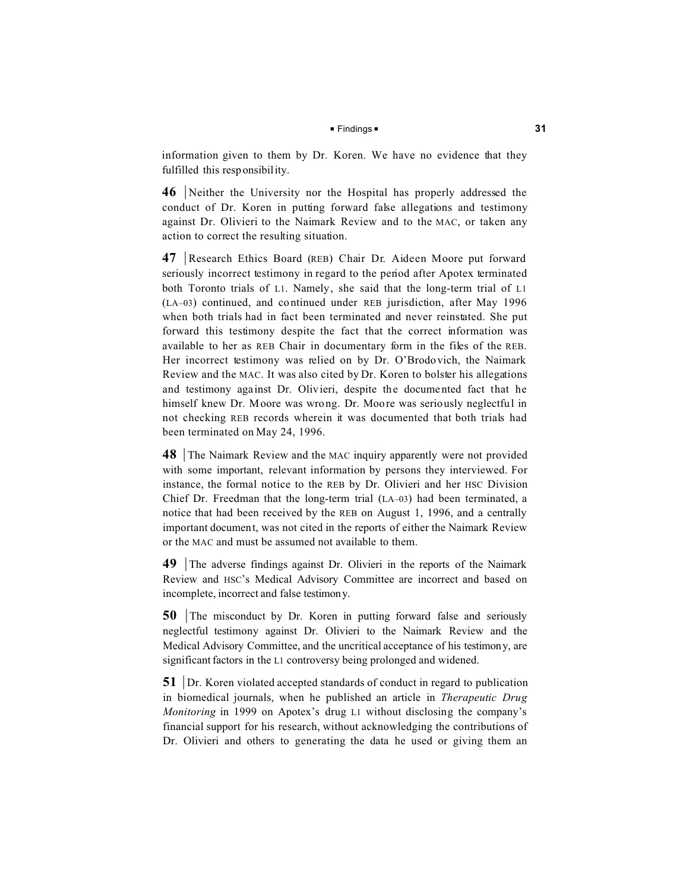information given to them by Dr. Koren. We have no evidence that they fulfilled this responsibility.

**46** | Neither the University nor the Hospital has properly addressed the conduct of Dr. Koren in putting forward false allegations and testimony against Dr. Olivieri to the Naimark Review and to the MAC, or taken any action to correct the resulting situation.

**47** | Research Ethics Board (REB) Chair Dr. Aideen Moore put forward seriously incorrect testimony in regard to the period after Apotex terminated both Toronto trials of L1. Namely, she said that the long-term trial of L1 (LA–03) continued, and continued under REB jurisdiction, after May 1996 when both trials had in fact been terminated and never reinstated. She put forward this testimony despite the fact that the correct information was available to her as REB Chair in documentary form in the files of the REB. Her incorrect testimony was relied on by Dr. O'Brodovich, the Naimark Review and the MAC. It was also cited by Dr. Koren to bolster his allegations and testimony against Dr. Olivieri, despite the documented fact that he himself knew Dr. Moore was wrong. Dr. Moore was seriously neglectful in not checking REB records wherein it was documented that both trials had been terminated on May 24, 1996.

**48** | The Naimark Review and the MAC inquiry apparently were not provided with some important, relevant information by persons they interviewed. For instance, the formal notice to the REB by Dr. Olivieri and her HSC Division Chief Dr. Freedman that the long-term trial (LA–03) had been terminated, a notice that had been received by the REB on August 1, 1996, and a centrally important document, was not cited in the reports of either the Naimark Review or the MAC and must be assumed not available to them.

**49** | The adverse findings against Dr. Olivieri in the reports of the Naimark Review and HSC's Medical Advisory Committee are incorrect and based on incomplete, incorrect and false testimony.

**50** | The misconduct by Dr. Koren in putting forward false and seriously neglectful testimony against Dr. Olivieri to the Naimark Review and the Medical Advisory Committee, and the uncritical acceptance of his testimony, are significant factors in the L1 controversy being prolonged and widened.

**51** | Dr. Koren violated accepted standards of conduct in regard to publication in biomedical journals, when he published an article in *Therapeutic Drug Monitoring* in 1999 on Apotex's drug L1 without disclosing the company's financial support for his research, without acknowledging the contributions of Dr. Olivieri and others to generating the data he used or giving them an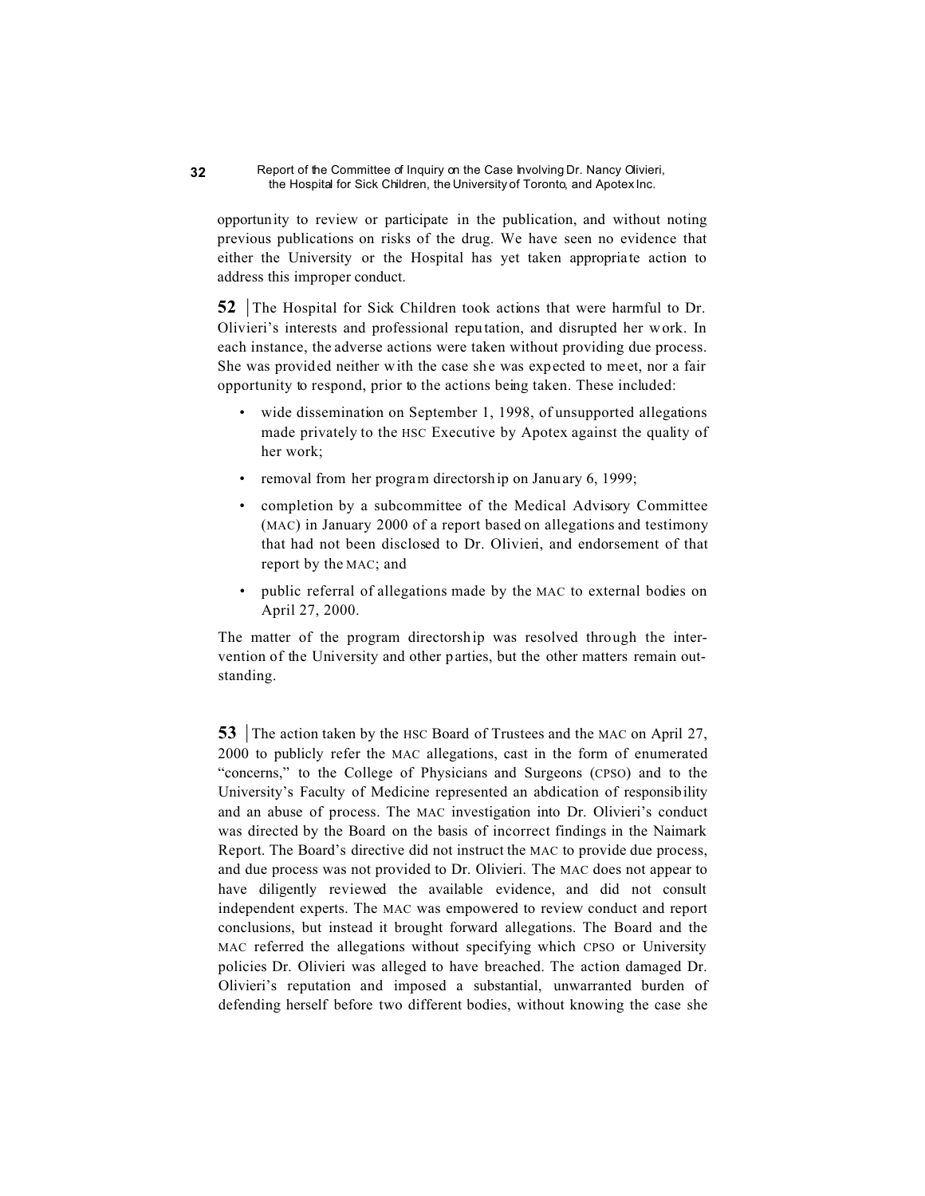opportunity to review or participate in the publication, and without noting previous publications on risks of the drug. We have seen no evidence that either the University or the Hospital has yet taken appropriate action to address this improper conduct.

**52** | The Hospital for Sick Children took actions that were harmful to Dr. Olivieri's interests and professional reputation, and disrupted her work. In each instance, the adverse actions were taken without providing due process. She was provided neither with the case she was expected to meet, nor a fair opportunity to respond, prior to the actions being taken. These included:

- wide dissemination on September 1, 1998, of unsupported allegations made privately to the HSC Executive by Apotex against the quality of her work;
- removal from her program directorship on January 6, 1999;
- completion by a subcommittee of the Medical Advisory Committee (MAC) in January 2000 of a report based on allegations and testimony that had not been disclosed to Dr. Olivieri, and endorsement of that report by the MAC; and
- public referral of allegations made by the MAC to external bodies on April 27, 2000.

The matter of the program directorship was resolved through the intervention of the University and other parties, but the other matters remain outstanding.

**53** | The action taken by the HSC Board of Trustees and the MAC on April 27, 2000 to publicly refer the MAC allegations, cast in the form of enumerated "concerns," to the College of Physicians and Surgeons (CPSO) and to the University's Faculty of Medicine represented an abdication of responsibility and an abuse of process. The MAC investigation into Dr. Olivieri's conduct was directed by the Board on the basis of incorrect findings in the Naimark Report. The Board's directive did not instruct the MAC to provide due process, and due process was not provided to Dr. Olivieri. The MAC does not appear to have diligently reviewed the available evidence, and did not consult independent experts. The MAC was empowered to review conduct and report conclusions, but instead it brought forward allegations. The Board and the MAC referred the allegations without specifying which CPSO or University policies Dr. Olivieri was alleged to have breached. The action damaged Dr. Olivieri's reputation and imposed a substantial, unwarranted burden of defending herself before two different bodies, without knowing the case she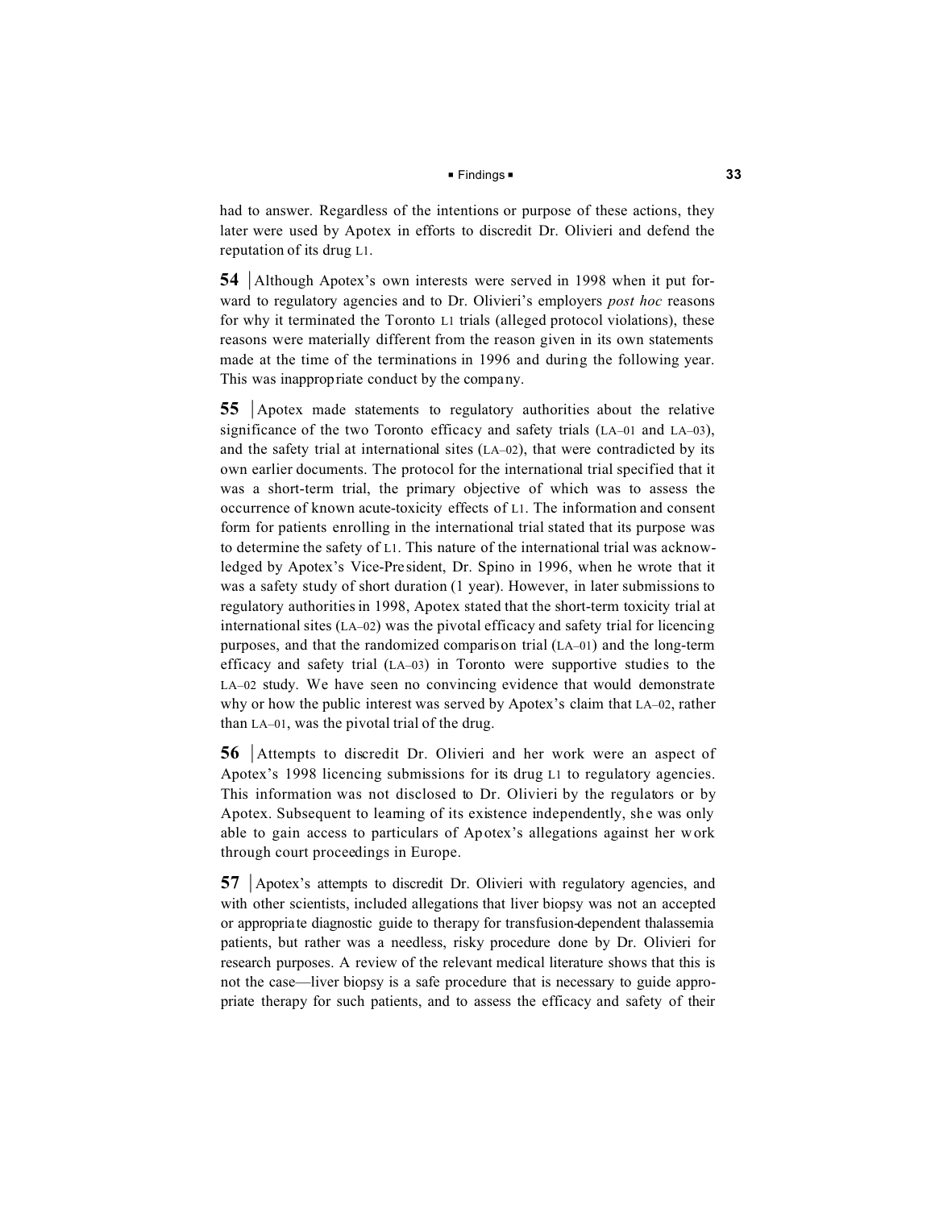had to answer. Regardless of the intentions or purpose of these actions, they later were used by Apotex in efforts to discredit Dr. Olivieri and defend the reputation of its drug L1.

**54** | Although Apotex's own interests were served in 1998 when it put forward to regulatory agencies and to Dr. Olivieri's employers *post hoc* reasons for why it terminated the Toronto L1 trials (alleged protocol violations), these reasons were materially different from the reason given in its own statements made at the time of the terminations in 1996 and during the following year. This was inappropriate conduct by the company.

**55** | Apotex made statements to regulatory authorities about the relative significance of the two Toronto efficacy and safety trials (LA–01 and LA–03), and the safety trial at international sites (LA–02), that were contradicted by its own earlier documents. The protocol for the international trial specified that it was a short-term trial, the primary objective of which was to assess the occurrence of known acute-toxicity effects of L1. The information and consent form for patients enrolling in the international trial stated that its purpose was to determine the safety of L1. This nature of the international trial was acknowledged by Apotex's Vice-President, Dr. Spino in 1996, when he wrote that it was a safety study of short duration (1 year). However, in later submissions to regulatory authorities in 1998, Apotex stated that the short-term toxicity trial at international sites (LA–02) was the pivotal efficacy and safety trial for licencing purposes, and that the randomized comparison trial (LA–01) and the long-term efficacy and safety trial (LA–03) in Toronto were supportive studies to the LA–02 study. We have seen no convincing evidence that would demonstrate why or how the public interest was served by Apotex's claim that LA–02, rather than LA–01, was the pivotal trial of the drug.

**56** | Attempts to discredit Dr. Olivieri and her work were an aspect of Apotex's 1998 licencing submissions for its drug L1 to regulatory agencies. This information was not disclosed to Dr. Olivieri by the regulators or by Apotex. Subsequent to learning of its existence independently, she was only able to gain access to particulars of Apotex's allegations against her work through court proceedings in Europe.

**57** | Apotex's attempts to discredit Dr. Olivieri with regulatory agencies, and with other scientists, included allegations that liver biopsy was not an accepted or appropriate diagnostic guide to therapy for transfusion-dependent thalassemia patients, but rather was a needless, risky procedure done by Dr. Olivieri for research purposes. A review of the relevant medical literature shows that this is not the case—liver biopsy is a safe procedure that is necessary to guide appropriate therapy for such patients, and to assess the efficacy and safety of their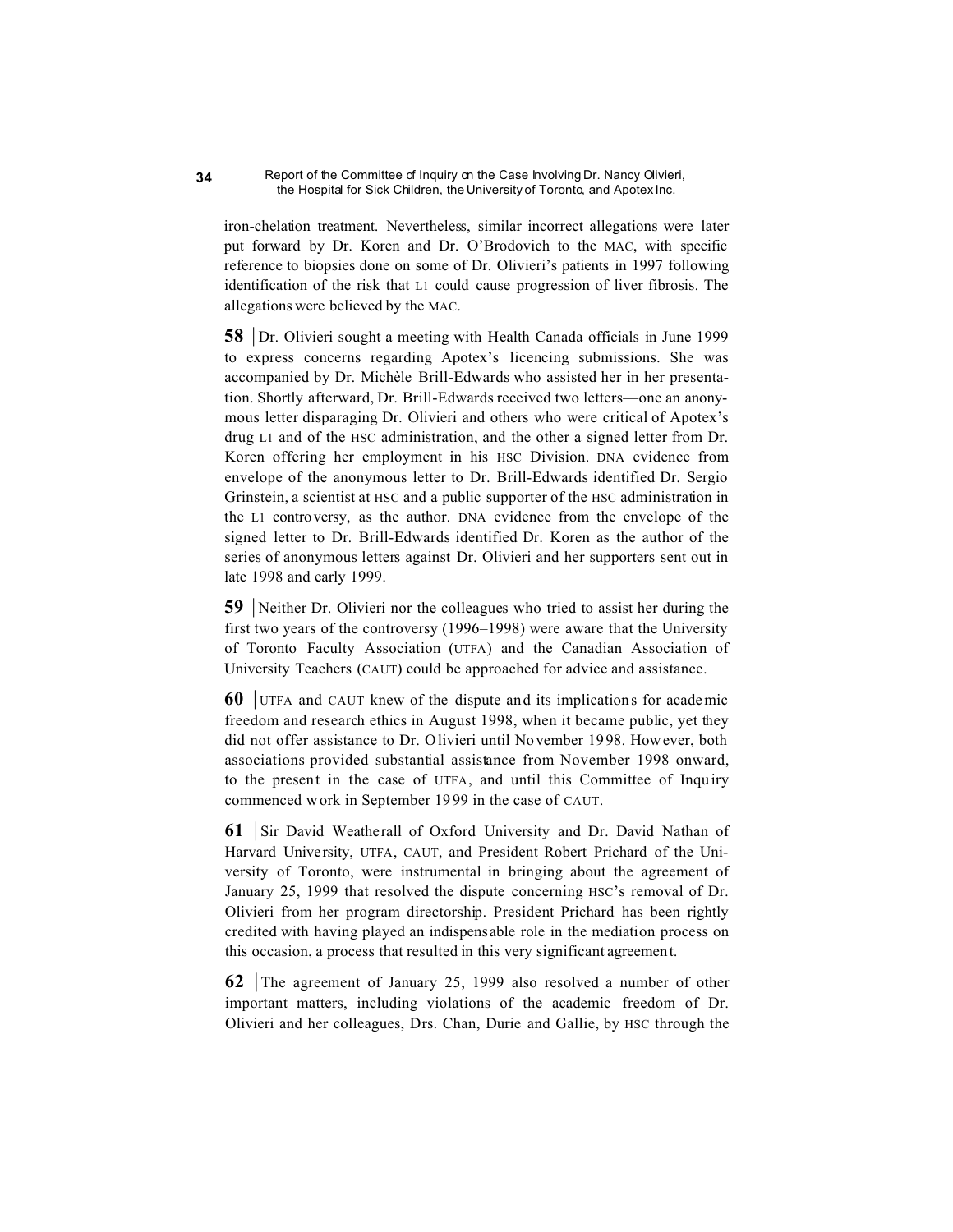iron-chelation treatment. Nevertheless, similar incorrect allegations were later put forward by Dr. Koren and Dr. O'Brodovich to the MAC, with specific reference to biopsies done on some of Dr. Olivieri's patients in 1997 following identification of the risk that L1 could cause progression of liver fibrosis. The allegations were believed by the MAC.

**58** | Dr. Olivieri sought a meeting with Health Canada officials in June 1999 to express concerns regarding Apotex's licencing submissions. She was accompanied by Dr. Michèle Brill-Edwards who assisted her in her presentation. Shortly afterward, Dr. Brill-Edwards received two letters—one an anonymous letter disparaging Dr. Olivieri and others who were critical of Apotex's drug L1 and of the HSC administration, and the other a signed letter from Dr. Koren offering her employment in his HSC Division. DNA evidence from envelope of the anonymous letter to Dr. Brill-Edwards identified Dr. Sergio Grinstein, a scientist at HSC and a public supporter of the HSC administration in the L1 controversy, as the author. DNA evidence from the envelope of the signed letter to Dr. Brill-Edwards identified Dr. Koren as the author of the series of anonymous letters against Dr. Olivieri and her supporters sent out in late 1998 and early 1999.

**59** | Neither Dr. Olivieri nor the colleagues who tried to assist her during the first two years of the controversy (1996–1998) were aware that the University of Toronto Faculty Association (UTFA) and the Canadian Association of University Teachers (CAUT) could be approached for advice and assistance.

**60** | UTFA and CAUT knew of the dispute and its implications for academic freedom and research ethics in August 1998, when it became public, yet they did not offer assistance to Dr. Olivieri until November 1998. However, both associations provided substantial assistance from November 1998 onward, to the present in the case of UTFA, and until this Committee of Inquiry commenced work in September 1999 in the case of CAUT.

**61** | Sir David Weatherall of Oxford University and Dr. David Nathan of Harvard University, UTFA, CAUT, and President Robert Prichard of the University of Toronto, were instrumental in bringing about the agreement of January 25, 1999 that resolved the dispute concerning HSC's removal of Dr. Olivieri from her program directorship. President Prichard has been rightly credited with having played an indispensable role in the mediation process on this occasion, a process that resulted in this very significant agreement.

**62** | The agreement of January 25, 1999 also resolved a number of other important matters, including violations of the academic freedom of Dr. Olivieri and her colleagues, Drs. Chan, Durie and Gallie, by HSC through the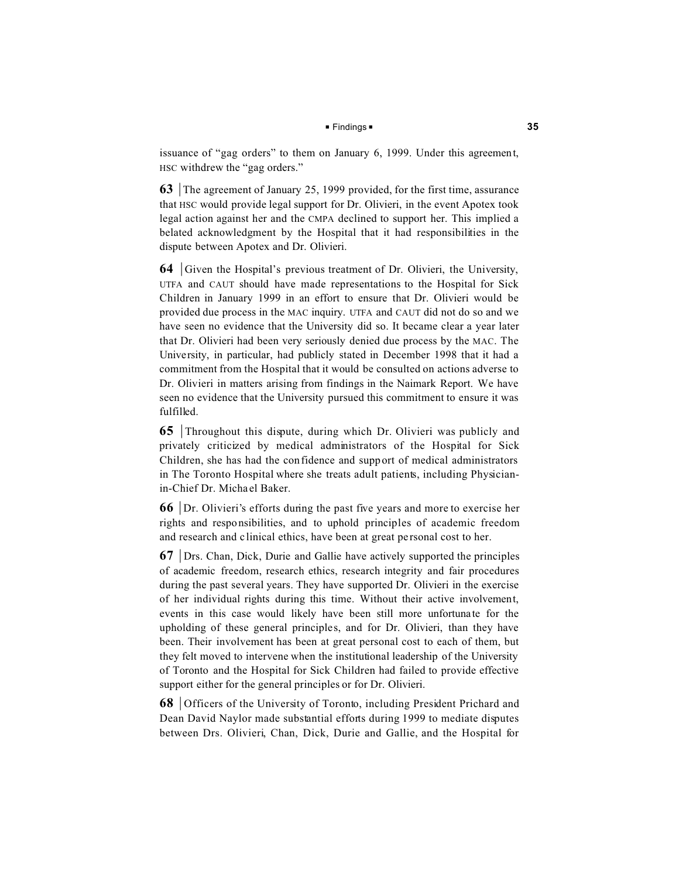issuance of "gag orders" to them on January 6, 1999. Under this agreement, HSC withdrew the "gag orders."

**63** | The agreement of January 25, 1999 provided, for the first time, assurance that HSC would provide legal support for Dr. Olivieri, in the event Apotex took legal action against her and the CMPA declined to support her. This implied a belated acknowledgment by the Hospital that it had responsibilities in the dispute between Apotex and Dr. Olivieri.

**64** | Given the Hospital's previous treatment of Dr. Olivieri, the University, UTFA and CAUT should have made representations to the Hospital for Sick Children in January 1999 in an effort to ensure that Dr. Olivieri would be provided due process in the MAC inquiry. UTFA and CAUT did not do so and we have seen no evidence that the University did so. It became clear a year later that Dr. Olivieri had been very seriously denied due process by the MAC. The University, in particular, had publicly stated in December 1998 that it had a commitment from the Hospital that it would be consulted on actions adverse to Dr. Olivieri in matters arising from findings in the Naimark Report. We have seen no evidence that the University pursued this commitment to ensure it was fulfilled.

**65** | Throughout this dispute, during which Dr. Olivieri was publicly and privately criticized by medical administrators of the Hospital for Sick Children, she has had the confidence and support of medical administrators in The Toronto Hospital where she treats adult patients, including Physician-in-Chief Dr. Michael Baker.

**66** | Dr. Olivieri's efforts during the past five years and more to exercise her rights and responsibilities, and to uphold principles of academic freedom and research and clinical ethics, have been at great personal cost to her.

**67** | Drs. Chan, Dick, Durie and Gallie have actively supported the principles of academic freedom, research ethics, research integrity and fair procedures during the past several years. They have supported Dr. Olivieri in the exercise of her individual rights during this time. Without their active involvement, events in this case would likely have been still more unfortunate for the upholding of these general principles, and for Dr. Olivieri, than they have been. Their involvement has been at great personal cost to each of them, but they felt moved to intervene when the institutional leadership of the University of Toronto and the Hospital for Sick Children had failed to provide effective support either for the general principles or for Dr. Olivieri.

**68** | Officers of the University of Toronto, including President Prichard and Dean David Naylor made substantial efforts during 1999 to mediate disputes between Drs. Olivieri, Chan, Dick, Durie and Gallie, and the Hospital for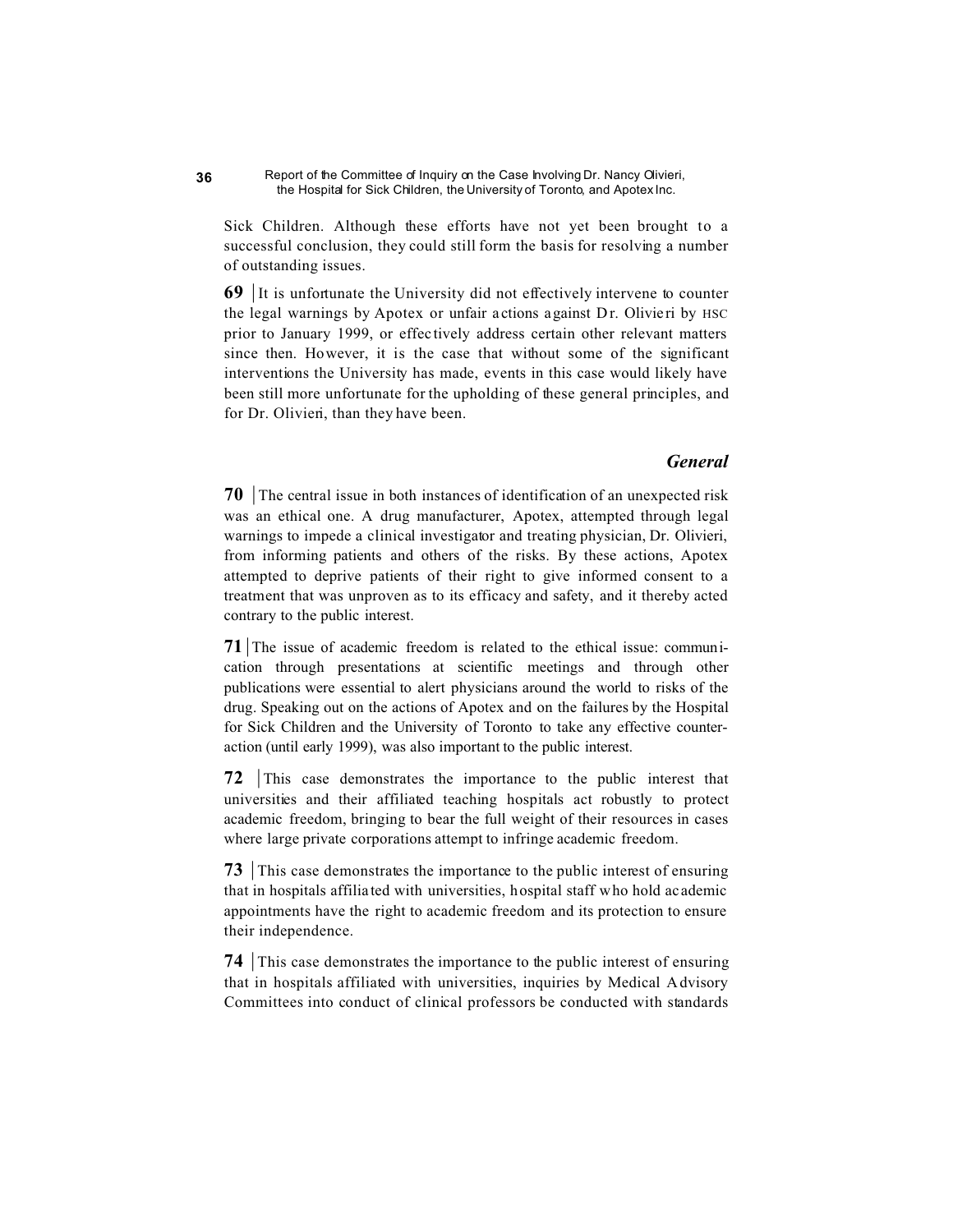Sick Children. Although these efforts have not yet been brought to a successful conclusion, they could still form the basis for resolving a number of outstanding issues.

**69** | It is unfortunate the University did not effectively intervene to counter the legal warnings by Apotex or unfair actions against Dr. Olivieri by HSC prior to January 1999, or effectively address certain other relevant matters since then. However, it is the case that without some of the significant interventions the University has made, events in this case would likely have been still more unfortunate for the upholding of these general principles, and for Dr. Olivieri, than they have been.

### *General*

**70** | The central issue in both instances of identification of an unexpected risk was an ethical one. A drug manufacturer, Apotex, attempted through legal warnings to impede a clinical investigator and treating physician, Dr. Olivieri, from informing patients and others of the risks. By these actions, Apotex attempted to deprive patients of their right to give informed consent to a treatment that was unproven as to its efficacy and safety, and it thereby acted contrary to the public interest.

**71** | The issue of academic freedom is related to the ethical issue: communication through presentations at scientific meetings and through other publications were essential to alert physicians around the world to risks of the drug. Speaking out on the actions of Apotex and on the failures by the Hospital for Sick Children and the University of Toronto to take any effective counter-action (until early 1999), was also important to the public interest.

**72** | This case demonstrates the importance to the public interest that universities and their affiliated teaching hospitals act robustly to protect academic freedom, bringing to bear the full weight of their resources in cases where large private corporations attempt to infringe academic freedom.

**73** | This case demonstrates the importance to the public interest of ensuring that in hospitals affiliated with universities, hospital staff who hold academic appointments have the right to academic freedom and its protection to ensure their independence.

**74** | This case demonstrates the importance to the public interest of ensuring that in hospitals affiliated with universities, inquiries by Medical Advisory Committees into conduct of clinical professors be conducted with standards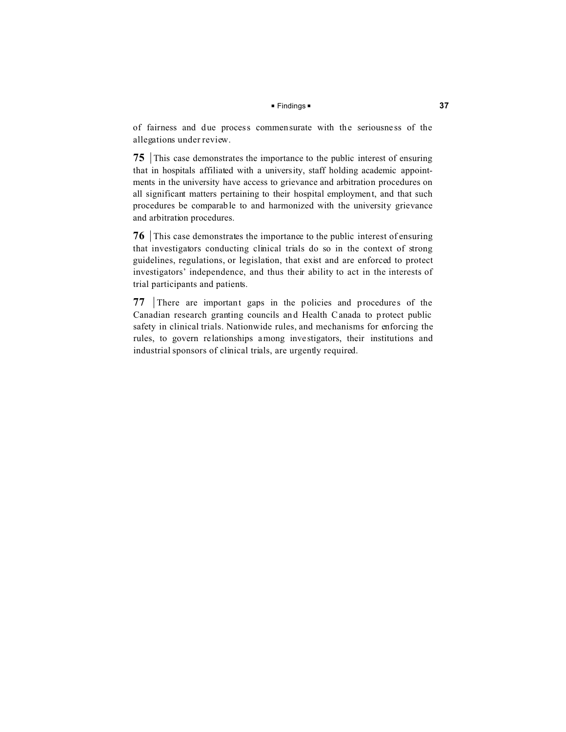of fairness and due process commensurate with the seriousness of the allegations under review.

**75** | This case demonstrates the importance to the public interest of ensuring that in hospitals affiliated with a university, staff holding academic appointments in the university have access to grievance and arbitration procedures on all significant matters pertaining to their hospital employment, and that such procedures be comparable to and harmonized with the university grievance and arbitration procedures.

**76** | This case demonstrates the importance to the public interest of ensuring that investigators conducting clinical trials do so in the context of strong guidelines, regulations, or legislation, that exist and are enforced to protect investigators' independence, and thus their ability to act in the interests of trial participants and patients.

**77** | There are important gaps in the policies and procedures of the Canadian research granting councils and Health Canada to protect public safety in clinical trials. Nationwide rules, and mechanisms for enforcing the rules, to govern relationships among investigators, their institutions and industrial sponsors of clinical trials, are urgently required.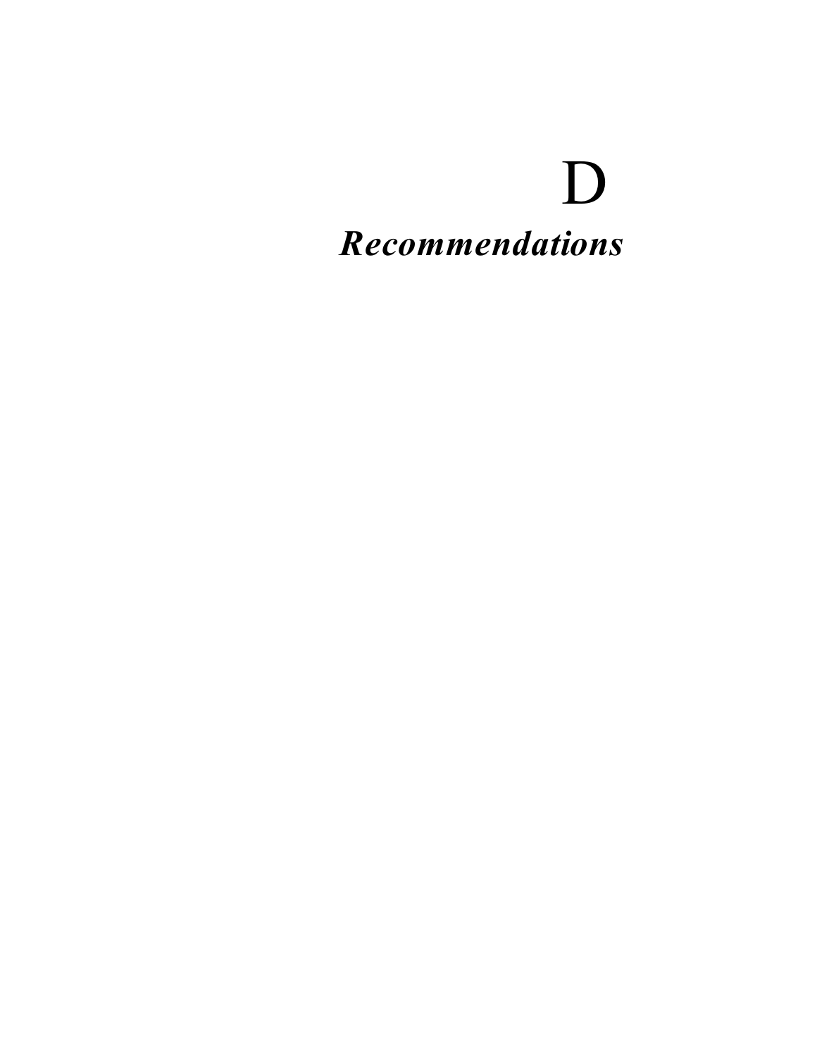# D

# *Recommendations*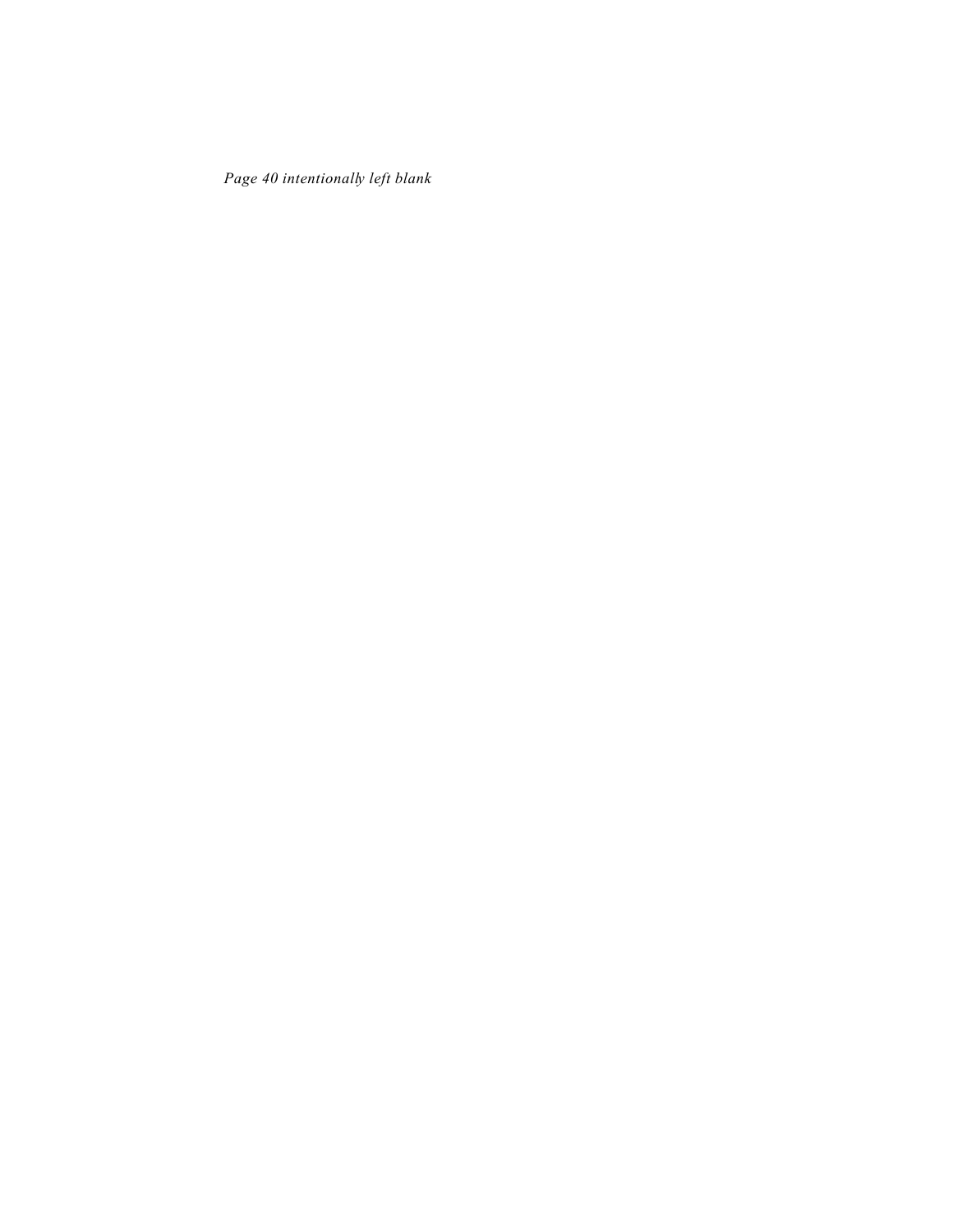*Page 40 intentionally left blank*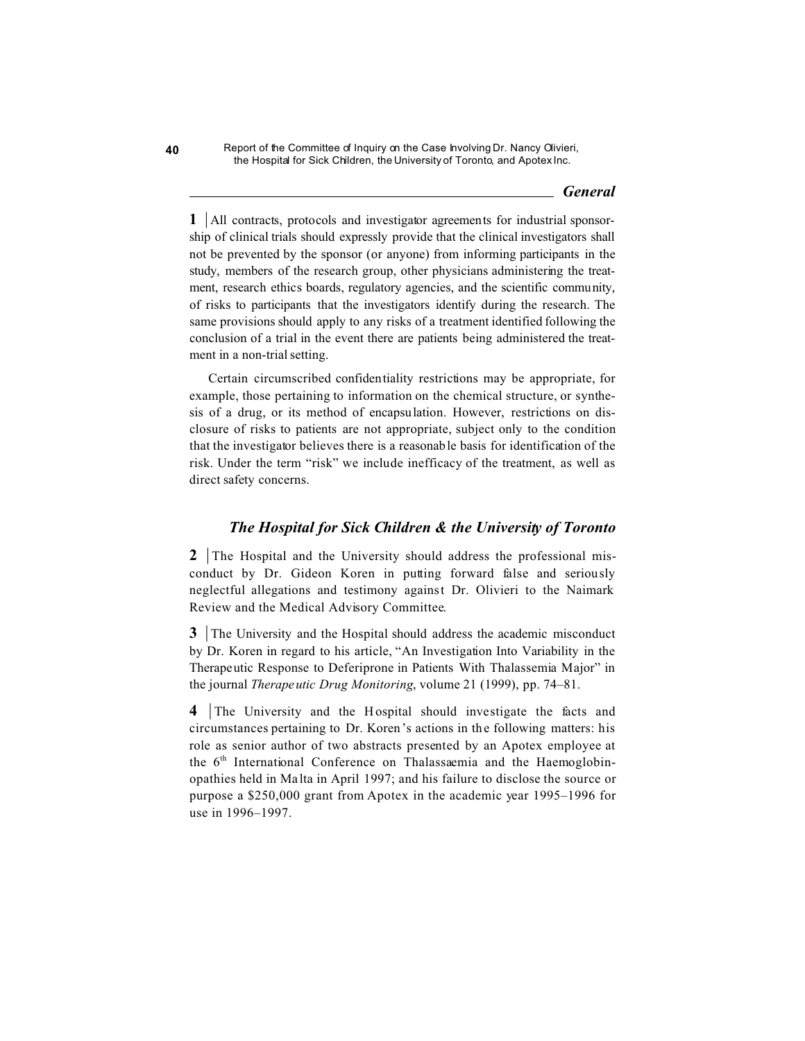## *General*

**1** | All contracts, protocols and investigator agreements for industrial sponsorship of clinical trials should expressly provide that the clinical investigators shall not be prevented by the sponsor (or anyone) from informing participants in the study, members of the research group, other physicians administering the treatment, research ethics boards, regulatory agencies, and the scientific community, of risks to participants that the investigators identify during the research. The same provisions should apply to any risks of a treatment identified following the conclusion of a trial in the event there are patients being administered the treatment in a non-trial setting.

Certain circumscribed confidentiality restrictions may be appropriate, for example, those pertaining to information on the chemical structure, or synthesis of a drug, or its method of encapsulation. However, restrictions on disclosure of risks to patients are not appropriate, subject only to the condition that the investigator believes there is a reasonable basis for identification of the risk. Under the term "risk" we include inefficacy of the treatment, as well as direct safety concerns.

## *The Hospital for Sick Children & the University of Toronto*

**2** | The Hospital and the University should address the professional misconduct by Dr. Gideon Koren in putting forward false and seriously neglectful allegations and testimony against Dr. Olivieri to the Naimark Review and the Medical Advisory Committee.

**3** | The University and the Hospital should address the academic misconduct by Dr. Koren in regard to his article, "An Investigation Into Variability in the Therapeutic Response to Deferiprone in Patients With Thalassemia Major" in the journal *Therapeutic Drug Monitoring*, volume 21 (1999), pp. 74–81.

**4** | The University and the Hospital should investigate the facts and circumstances pertaining to Dr. Koren's actions in the following matters: his role as senior author of two abstracts presented by an Apotex employee at the 6th International Conference on Thalassaemia and the Haemoglobinopathies held in Malta in April 1997; and his failure to disclose the source or purpose a $250,000 grant from Apotex in the academic year 1995–1996 for use in 1996–1997.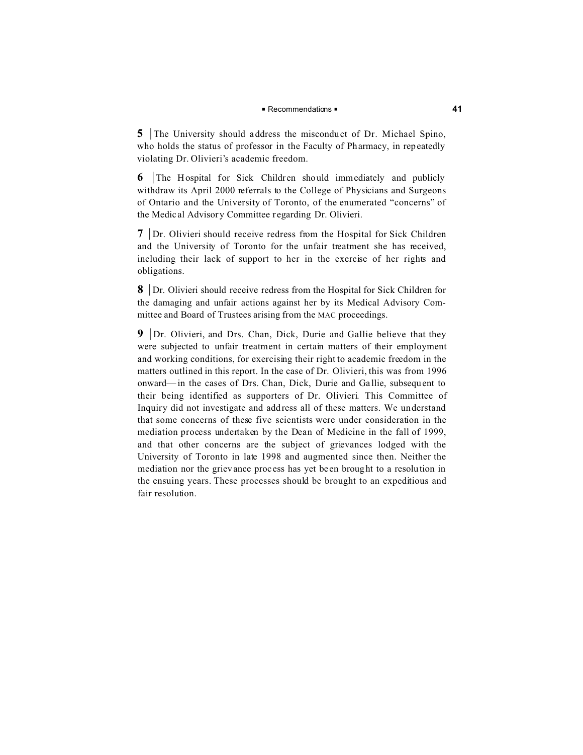**5** | The University should address the misconduct of Dr. Michael Spino, who holds the status of professor in the Faculty of Pharmacy, in repeatedly violating Dr. Olivieri's academic freedom.

**6** | The Hospital for Sick Children should immediately and publicly withdraw its April 2000 referrals to the College of Physicians and Surgeons of Ontario and the University of Toronto, of the enumerated "concerns" of the Medical Advisory Committee regarding Dr. Olivieri.

**7** | Dr. Olivieri should receive redress from the Hospital for Sick Children and the University of Toronto for the unfair treatment she has received, including their lack of support to her in the exercise of her rights and obligations.

**8** | Dr. Olivieri should receive redress from the Hospital for Sick Children for the damaging and unfair actions against her by its Medical Advisory Committee and Board of Trustees arising from the MAC proceedings.

**9** | Dr. Olivieri, and Drs. Chan, Dick, Durie and Gallie believe that they were subjected to unfair treatment in certain matters of their employment and working conditions, for exercising their right to academic freedom in the matters outlined in this report. In the case of Dr. Olivieri, this was from 1996 onward—in the cases of Drs. Chan, Dick, Durie and Gallie, subsequent to their being identified as supporters of Dr. Olivieri. This Committee of Inquiry did not investigate and address all of these matters. We understand that some concerns of these five scientists were under consideration in the mediation process undertaken by the Dean of Medicine in the fall of 1999, and that other concerns are the subject of grievances lodged with the University of Toronto in late 1998 and augmented since then. Neither the mediation nor the grievance process has yet been brought to a resolution in the ensuing years. These processes should be brought to an expeditious and fair resolution.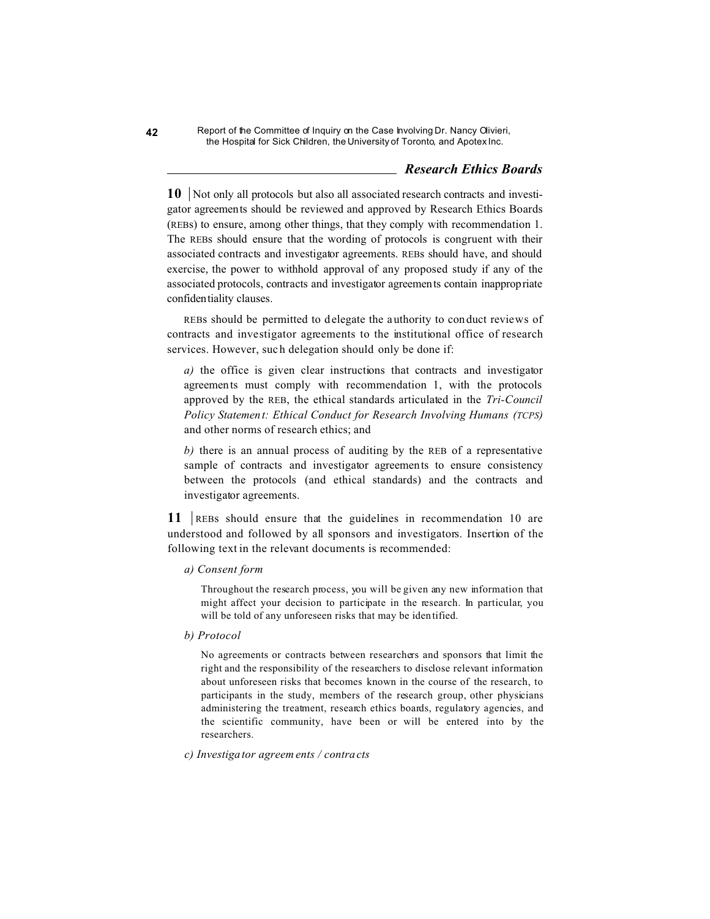## Research Ethics Boards

**10** | Not only all protocols but also all associated research contracts and investigator agreements should be reviewed and approved by Research Ethics Boards (REBs) to ensure, among other things, that they comply with recommendation 1. The REBs should ensure that the wording of protocols is congruent with their associated contracts and investigator agreements. REBs should have, and should exercise, the power to withhold approval of any proposed study if any of the associated protocols, contracts and investigator agreements contain inappropriate confidentiality clauses.

REBs should be permitted to delegate the authority to conduct reviews of contracts and investigator agreements to the institutional office of research services. However, such delegation should only be done if:

*a)* the office is given clear instructions that contracts and investigator agreements must comply with recommendation 1, with the protocols approved by the REB, the ethical standards articulated in the *Tri-Council Policy Statement: Ethical Conduct for Research Involving Humans (TCPS)* and other norms of research ethics; and

*b)* there is an annual process of auditing by the REB of a representative sample of contracts and investigator agreements to ensure consistency between the protocols (and ethical standards) and the contracts and investigator agreements.

**11** | REBs should ensure that the guidelines in recommendation 10 are understood and followed by all sponsors and investigators. Insertion of the following text in the relevant documents is recommended:

*a) Consent form*

> Throughout the research process, you will be given any new information that might affect your decision to participate in the research. In particular, you will be told of any unforeseen risks that may be identified.

*b) Protocol*

> No agreements or contracts between researchers and sponsors that limit the right and the responsibility of the researchers to disclose relevant information about unforeseen risks that becomes known in the course of the research, to participants in the study, members of the research group, other physicians administering the treatment, research ethics boards, regulatory agencies, and the scientific community, have been or will be entered into by the researchers.

*c) Investigator agreements / contracts*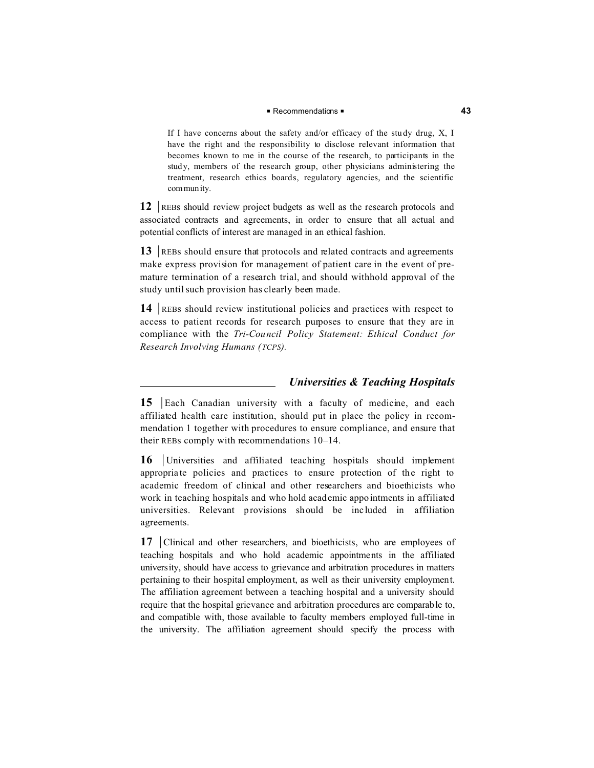> If I have concerns about the safety and/or efficacy of the study drug, X, I have the right and the responsibility to disclose relevant information that becomes known to me in the course of the research, to participants in the study, members of the research group, other physicians administering the treatment, research ethics boards, regulatory agencies, and the scientific community.

**12** | REBs should review project budgets as well as the research protocols and associated contracts and agreements, in order to ensure that all actual and potential conflicts of interest are managed in an ethical fashion.

**13** | REBs should ensure that protocols and related contracts and agreements make express provision for management of patient care in the event of premature termination of a research trial, and should withhold approval of the study until such provision has clearly been made.

**14** | REBs should review institutional policies and practices with respect to access to patient records for research purposes to ensure that they are in compliance with the *Tri-Council Policy Statement: Ethical Conduct for Research Involving Humans (TCPS).*

## *Universities & Teaching Hospitals*

**15** | Each Canadian university with a faculty of medicine, and each affiliated health care institution, should put in place the policy in recommendation 1 together with procedures to ensure compliance, and ensure that their REBs comply with recommendations 10–14.

**16** | Universities and affiliated teaching hospitals should implement appropriate policies and practices to ensure protection of the right to academic freedom of clinical and other researchers and bioethicists who work in teaching hospitals and who hold academic appointments in affiliated universities. Relevant provisions should be included in affiliation agreements.

**17** | Clinical and other researchers, and bioethicists, who are employees of teaching hospitals and who hold academic appointments in the affiliated university, should have access to grievance and arbitration procedures in matters pertaining to their hospital employment, as well as their university employment. The affiliation agreement between a teaching hospital and a university should require that the hospital grievance and arbitration procedures are comparable to, and compatible with, those available to faculty members employed full-time in the university. The affiliation agreement should specify the process with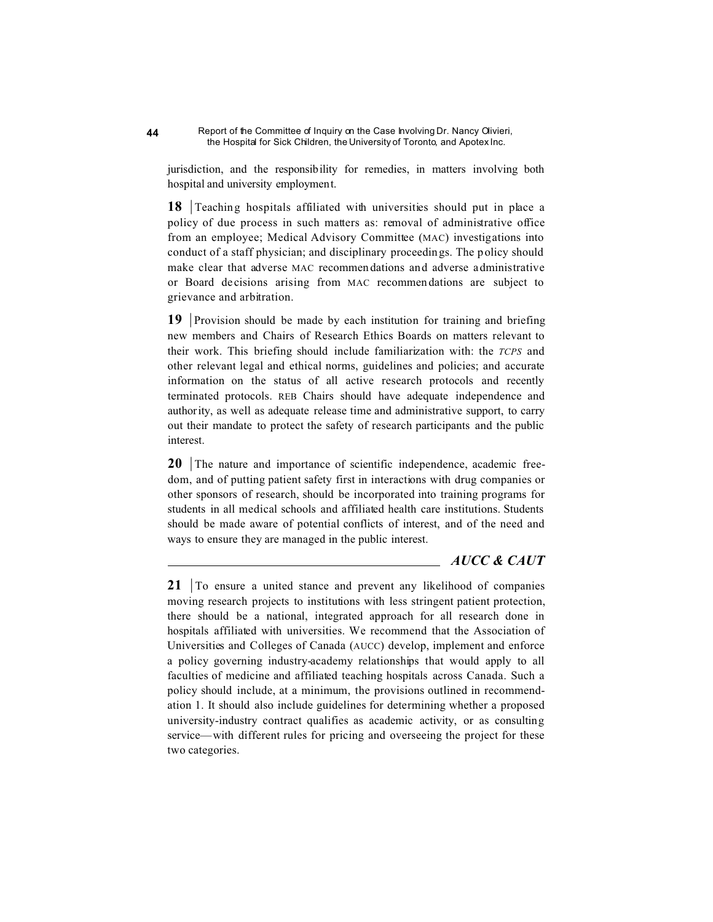jurisdiction, and the responsibility for remedies, in matters involving both hospital and university employment.

**18** | Teaching hospitals affiliated with universities should put in place a policy of due process in such matters as: removal of administrative office from an employee; Medical Advisory Committee (MAC) investigations into conduct of a staff physician; and disciplinary proceedings. The policy should make clear that adverse MAC recommendations and adverse administrative or Board decisions arising from MAC recommendations are subject to grievance and arbitration.

**19** | Provision should be made by each institution for training and briefing new members and Chairs of Research Ethics Boards on matters relevant to their work. This briefing should include familiarization with: the *TCPS* and other relevant legal and ethical norms, guidelines and policies; and accurate information on the status of all active research protocols and recently terminated protocols. REB Chairs should have adequate independence and authority, as well as adequate release time and administrative support, to carry out their mandate to protect the safety of research participants and the public interest.

**20** | The nature and importance of scientific independence, academic freedom, and of putting patient safety first in interactions with drug companies or other sponsors of research, should be incorporated into training programs for students in all medical schools and affiliated health care institutions. Students should be made aware of potential conflicts of interest, and of the need and ways to ensure they are managed in the public interest.

### *AUCC & CAUT*

**21** | To ensure a united stance and prevent any likelihood of companies moving research projects to institutions with less stringent patient protection, there should be a national, integrated approach for all research done in hospitals affiliated with universities. We recommend that the Association of Universities and Colleges of Canada (AUCC) develop, implement and enforce a policy governing industry-academy relationships that would apply to all faculties of medicine and affiliated teaching hospitals across Canada. Such a policy should include, at a minimum, the provisions outlined in recommendation 1. It should also include guidelines for determining whether a proposed university-industry contract qualifies as academic activity, or as consulting service—with different rules for pricing and overseeing the project for these two categories.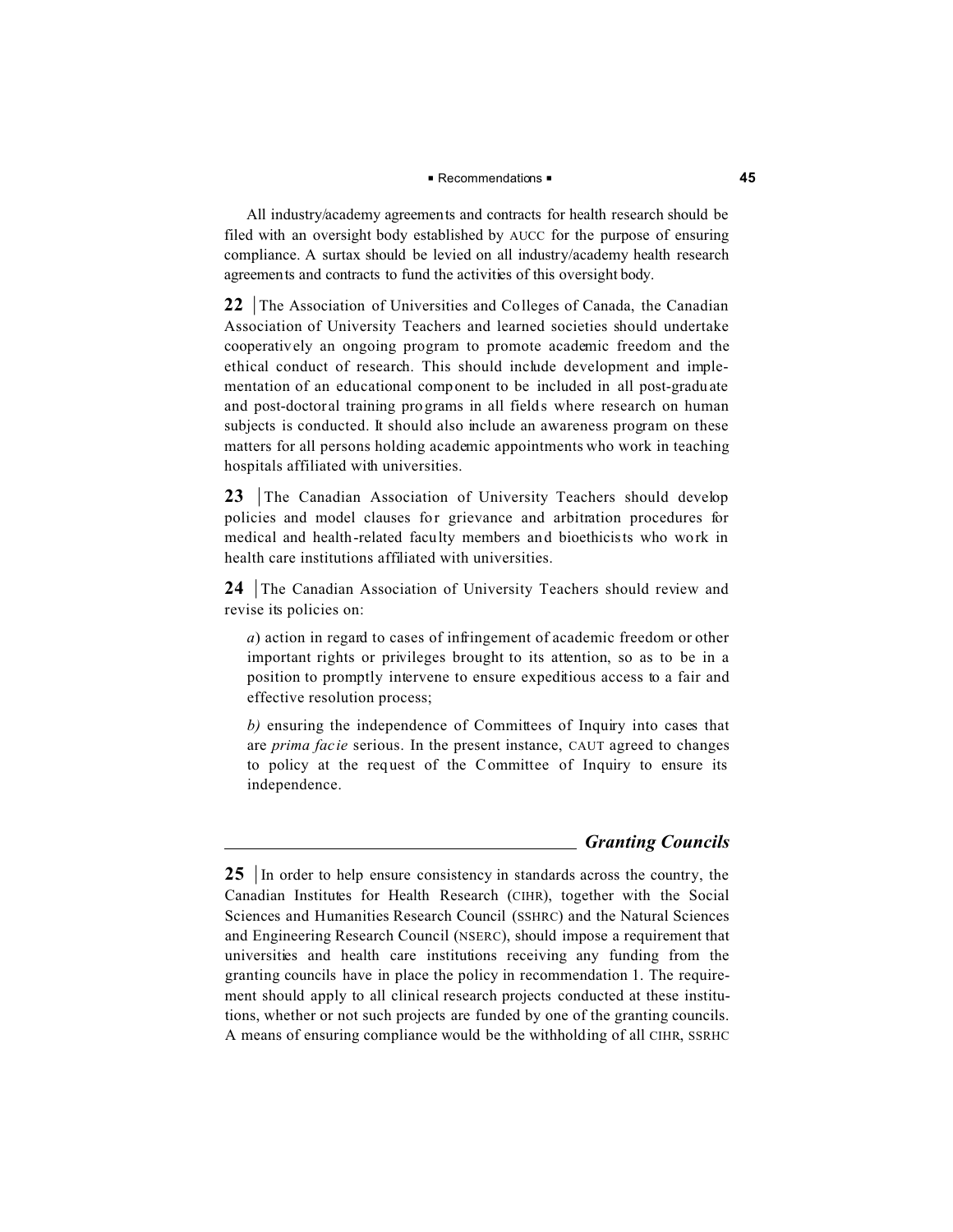All industry/academy agreements and contracts for health research should be filed with an oversight body established by AUCC for the purpose of ensuring compliance. A surtax should be levied on all industry/academy health research agreements and contracts to fund the activities of this oversight body.

**22** | The Association of Universities and Colleges of Canada, the Canadian Association of University Teachers and learned societies should undertake cooperatively an ongoing program to promote academic freedom and the ethical conduct of research. This should include development and implementation of an educational component to be included in all post-graduate and post-doctoral training programs in all fields where research on human subjects is conducted. It should also include an awareness program on these matters for all persons holding academic appointments who work in teaching hospitals affiliated with universities.

**23** | The Canadian Association of University Teachers should develop policies and model clauses for grievance and arbitration procedures for medical and health-related faculty members and bioethicists who work in health care institutions affiliated with universities.

**24** | The Canadian Association of University Teachers should review and revise its policies on:

*a*) action in regard to cases of infringement of academic freedom or other important rights or privileges brought to its attention, so as to be in a position to promptly intervene to ensure expeditious access to a fair and effective resolution process;

*b)* ensuring the independence of Committees of Inquiry into cases that are *prima facie* serious. In the present instance, CAUT agreed to changes to policy at the request of the Committee of Inquiry to ensure its independence.

## *Granting Councils*

**25** | In order to help ensure consistency in standards across the country, the Canadian Institutes for Health Research (CIHR), together with the Social Sciences and Humanities Research Council (SSHRC) and the Natural Sciences and Engineering Research Council (NSERC), should impose a requirement that universities and health care institutions receiving any funding from the granting councils have in place the policy in recommendation 1. The requirement should apply to all clinical research projects conducted at these institutions, whether or not such projects are funded by one of the granting councils. A means of ensuring compliance would be the withholding of all CIHR, SSRHC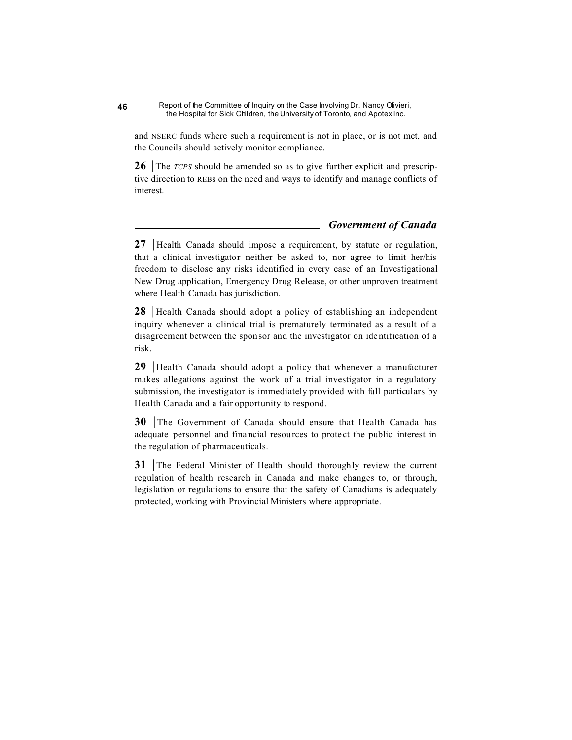and NSERC funds where such a requirement is not in place, or is not met, and the Councils should actively monitor compliance.

**26** | The *TCPS* should be amended so as to give further explicit and prescriptive direction to REBs on the need and ways to identify and manage conflicts of interest.

## *Government of Canada*

**27** | Health Canada should impose a requirement, by statute or regulation, that a clinical investigator neither be asked to, nor agree to limit her/his freedom to disclose any risks identified in every case of an Investigational New Drug application, Emergency Drug Release, or other unproven treatment where Health Canada has jurisdiction.

**28** | Health Canada should adopt a policy of establishing an independent inquiry whenever a clinical trial is prematurely terminated as a result of a disagreement between the sponsor and the investigator on identification of a risk.

**29** | Health Canada should adopt a policy that whenever a manufacturer makes allegations against the work of a trial investigator in a regulatory submission, the investigator is immediately provided with full particulars by Health Canada and a fair opportunity to respond.

**30** | The Government of Canada should ensure that Health Canada has adequate personnel and financial resources to protect the public interest in the regulation of pharmaceuticals.

**31** | The Federal Minister of Health should thoroughly review the current regulation of health research in Canada and make changes to, or through, legislation or regulations to ensure that the safety of Canadians is adequately protected, working with Provincial Ministers where appropriate.